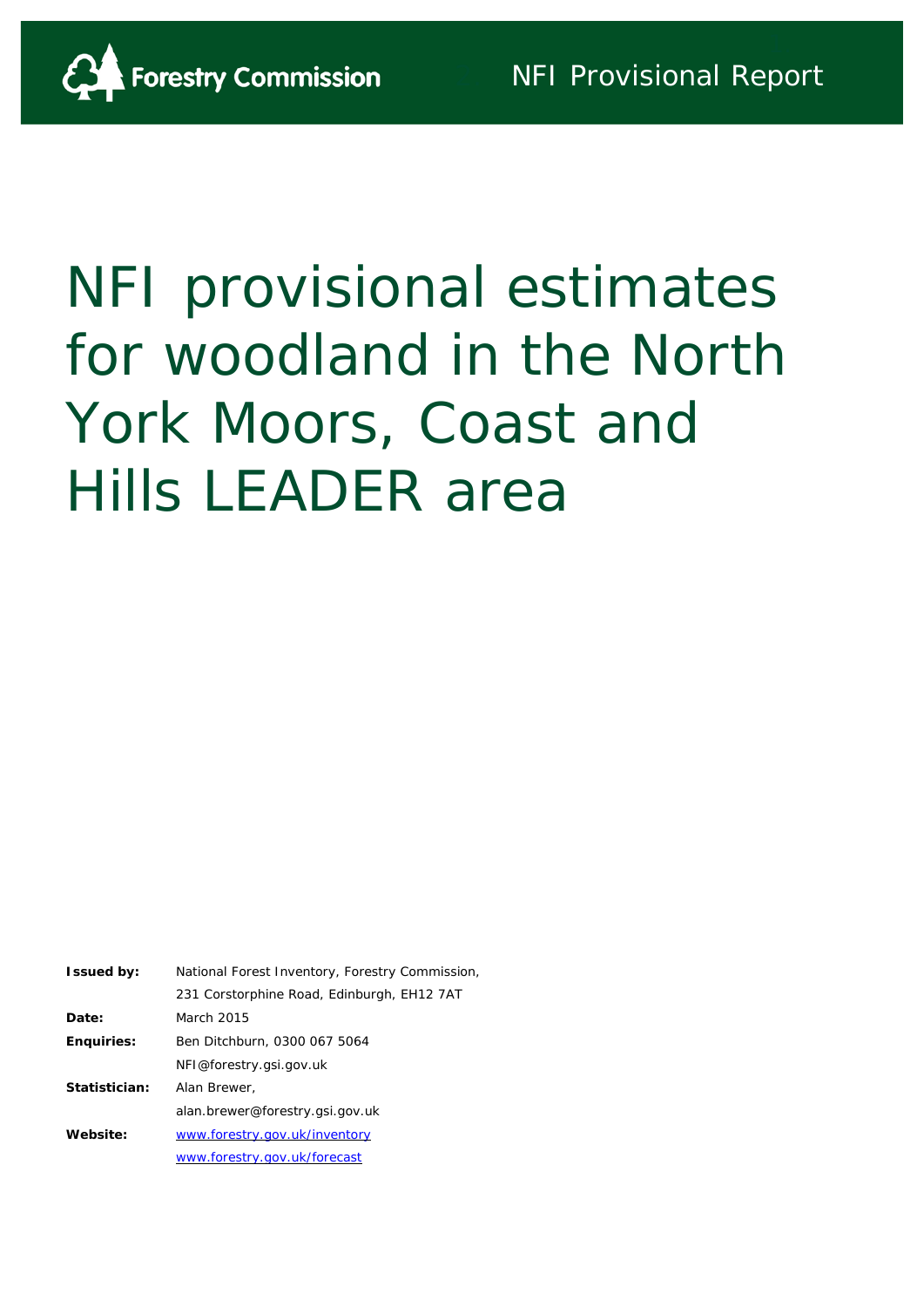Forestry Commission

NFI Provisional Report

# NFI provisional estimates for woodland in the North York Moors, Coast and Hills LEADER area

| | |
|---|---|
| **Issued by:** | National Forest Inventory, Forestry Commission, |
| | 231 Corstorphine Road, Edinburgh, EH12 7AT |
| **Date:** | March 2015 |
| **Enquiries:** | Ben Ditchburn, 0300 067 5064 |
| | NFI@forestry.gsi.gov.uk |
| **Statistician:** | Alan Brewer, |
| | alan.brewer@forestry.gsi.gov.uk |
| **Website:** | www.forestry.gov.uk/inventory |
| | www.forestry.gov.uk/forecast |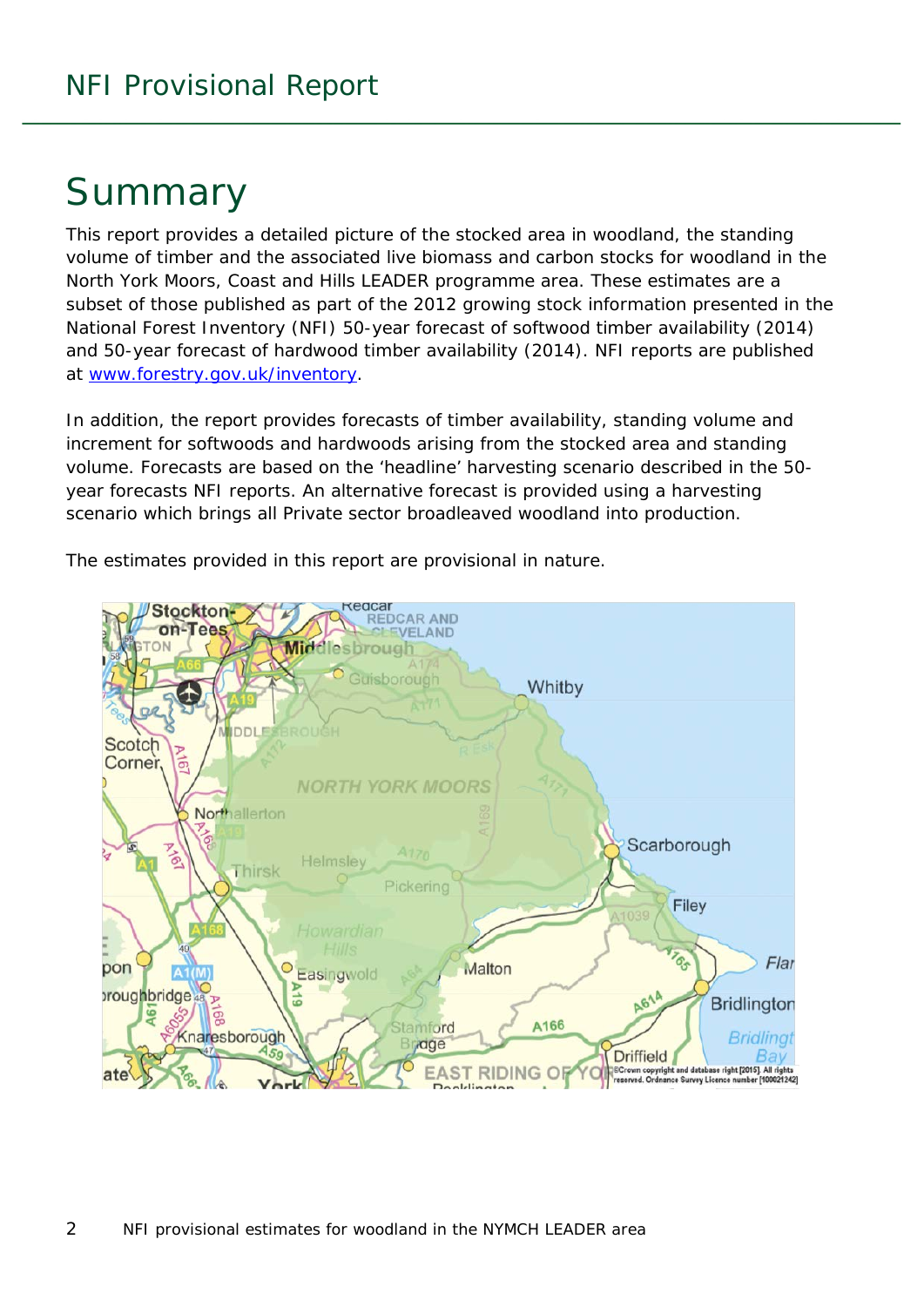# Summary

This report provides a detailed picture of the stocked area in woodland, the standing volume of timber and the associated live biomass and carbon stocks for woodland in the North York Moors, Coast and Hills LEADER programme area. These estimates are a subset of those published as part of the 2012 growing stock information presented in the National Forest Inventory (NFI) 50-year forecast of softwood timber availability (2014) and 50-year forecast of hardwood timber availability (2014). NFI reports are published at www.forestry.gov.uk/inventory.

In addition, the report provides forecasts of timber availability, standing volume and increment for softwoods and hardwoods arising from the stocked area and standing volume. Forecasts are based on the 'headline' harvesting scenario described in the 50-year forecasts NFI reports. An alternative forecast is provided using a harvesting scenario which brings all Private sector broadleaved woodland into production.

The estimates provided in this report are provisional in nature.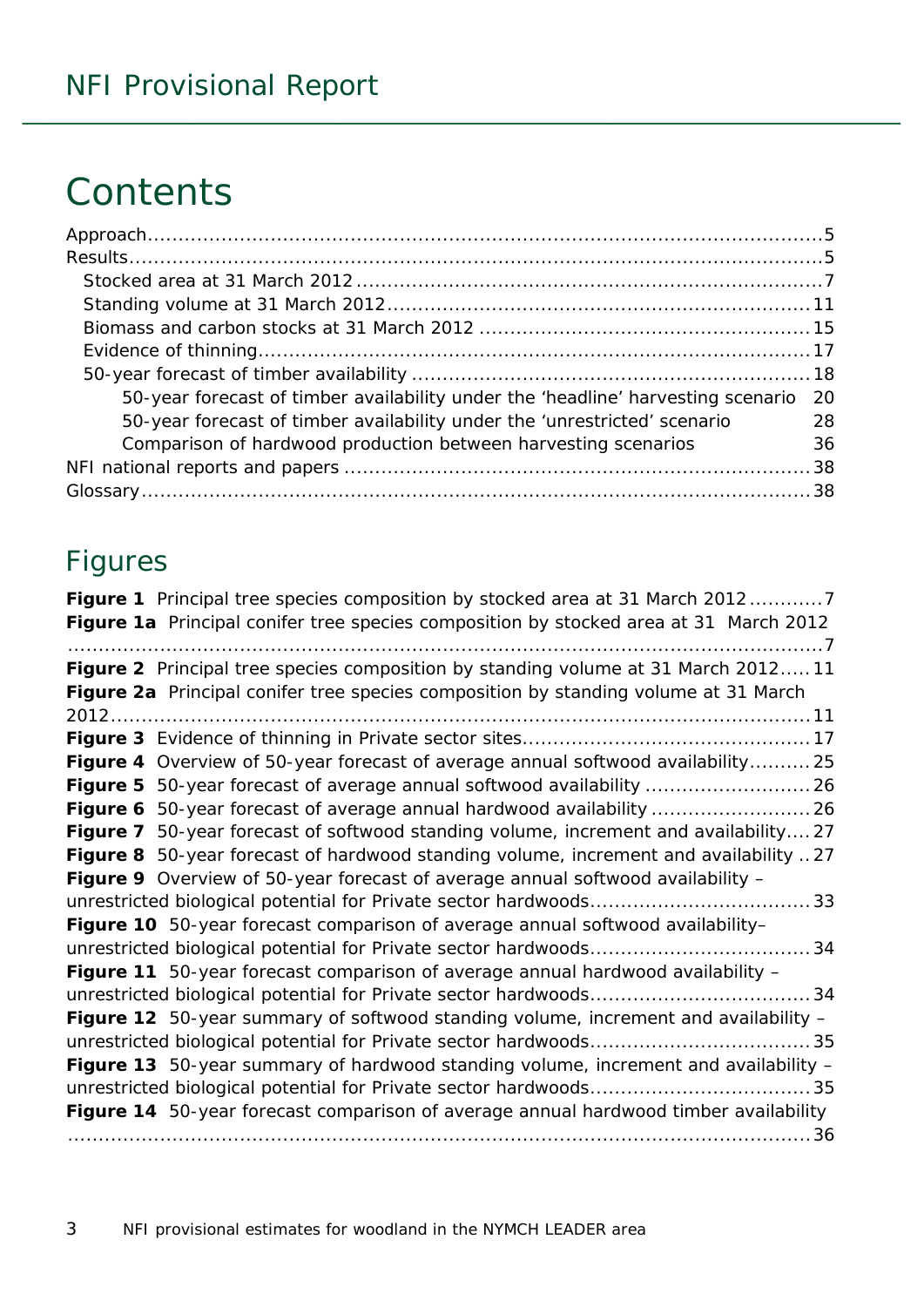# Contents

Approach.......................................................................................................5
Results.........................................................................................................5
- Stocked area at 31 March 2012 ..............................................................7
- Standing volume at 31 March 2012.........................................................11
- Biomass and carbon stocks at 31 March 2012 .........................................15
- Evidence of thinning...............................................................................17
- 50-year forecast of timber availability ....................................................18
  - 50-year forecast of timber availability under the 'headline' harvesting scenario 20
  - 50-year forecast of timber availability under the 'unrestricted' scenario 28
  - Comparison of hardwood production between harvesting scenarios 36

NFI national reports and papers ....................................................................38
Glossary.......................................................................................................38

## Figures

**Figure 1** Principal tree species composition by stocked area at 31 March 2012............7
**Figure 1a** Principal conifer tree species composition by stocked area at 31 March 2012 ......................................................................................................................7
**Figure 2** Principal tree species composition by standing volume at 31 March 2012.....11
**Figure 2a** Principal conifer tree species composition by standing volume at 31 March 2012..........................................................................................................11
**Figure 3** Evidence of thinning in Private sector sites..............................................17
**Figure 4** Overview of 50-year forecast of average annual softwood availability..........25
**Figure 5** 50-year forecast of average annual softwood availability ...........................26
**Figure 6** 50-year forecast of average annual hardwood availability ..........................26
**Figure 7** 50-year forecast of softwood standing volume, increment and availability....27
**Figure 8** 50-year forecast of hardwood standing volume, increment and availability ..27
**Figure 9** Overview of 50-year forecast of average annual softwood availability – unrestricted biological potential for Private sector hardwoods...................................33
**Figure 10** 50-year forecast comparison of average annual softwood availability– unrestricted biological potential for Private sector hardwoods...................................34
**Figure 11** 50-year forecast comparison of average annual hardwood availability – unrestricted biological potential for Private sector hardwoods...................................34
**Figure 12** 50-year summary of softwood standing volume, increment and availability – unrestricted biological potential for Private sector hardwoods...................................35
**Figure 13** 50-year summary of hardwood standing volume, increment and availability – unrestricted biological potential for Private sector hardwoods...................................35
**Figure 14** 50-year forecast comparison of average annual hardwood timber availability ..................................................................................................................36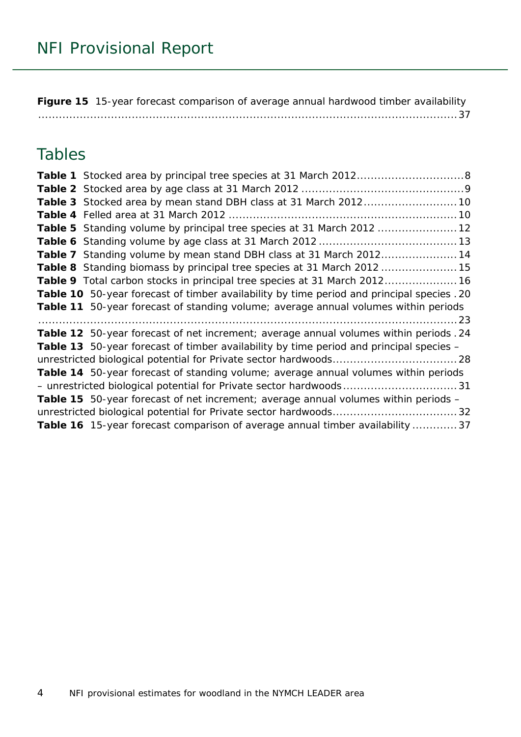**Figure 15** 15-year forecast comparison of average annual hardwood timber availability ............................................................................................................. 37

## Tables

**Table 1** Stocked area by principal tree species at 31 March 2012 .............................. 8
**Table 2** Stocked area by age class at 31 March 2012 ............................................. 9
**Table 3** Stocked area by mean stand DBH class at 31 March 2012 .......................... 10
**Table 4** Felled area at 31 March 2012 ................................................................ 10
**Table 5** Standing volume by principal tree species at 31 March 2012 ...................... 12
**Table 6** Standing volume by age class at 31 March 2012 ....................................... 13
**Table 7** Standing volume by mean stand DBH class at 31 March 2012 ..................... 14
**Table 8** Standing biomass by principal tree species at 31 March 2012 ..................... 15
**Table 9** Total carbon stocks in principal tree species at 31 March 2012 .................... 16
**Table 10** 50-year forecast of timber availability by time period and principal species . 20
**Table 11** 50-year forecast of standing volume; average annual volumes within periods ............................................................................................................. 23
**Table 12** 50-year forecast of net increment; average annual volumes within periods . 24
**Table 13** 50-year forecast of timber availability by time period and principal species – unrestricted biological potential for Private sector hardwoods ................................... 28
**Table 14** 50-year forecast of standing volume; average annual volumes within periods – unrestricted biological potential for Private sector hardwoods ................................ 31
**Table 15** 50-year forecast of net increment; average annual volumes within periods – unrestricted biological potential for Private sector hardwoods ................................... 32
**Table 16** 15-year forecast comparison of average annual timber availability ............. 37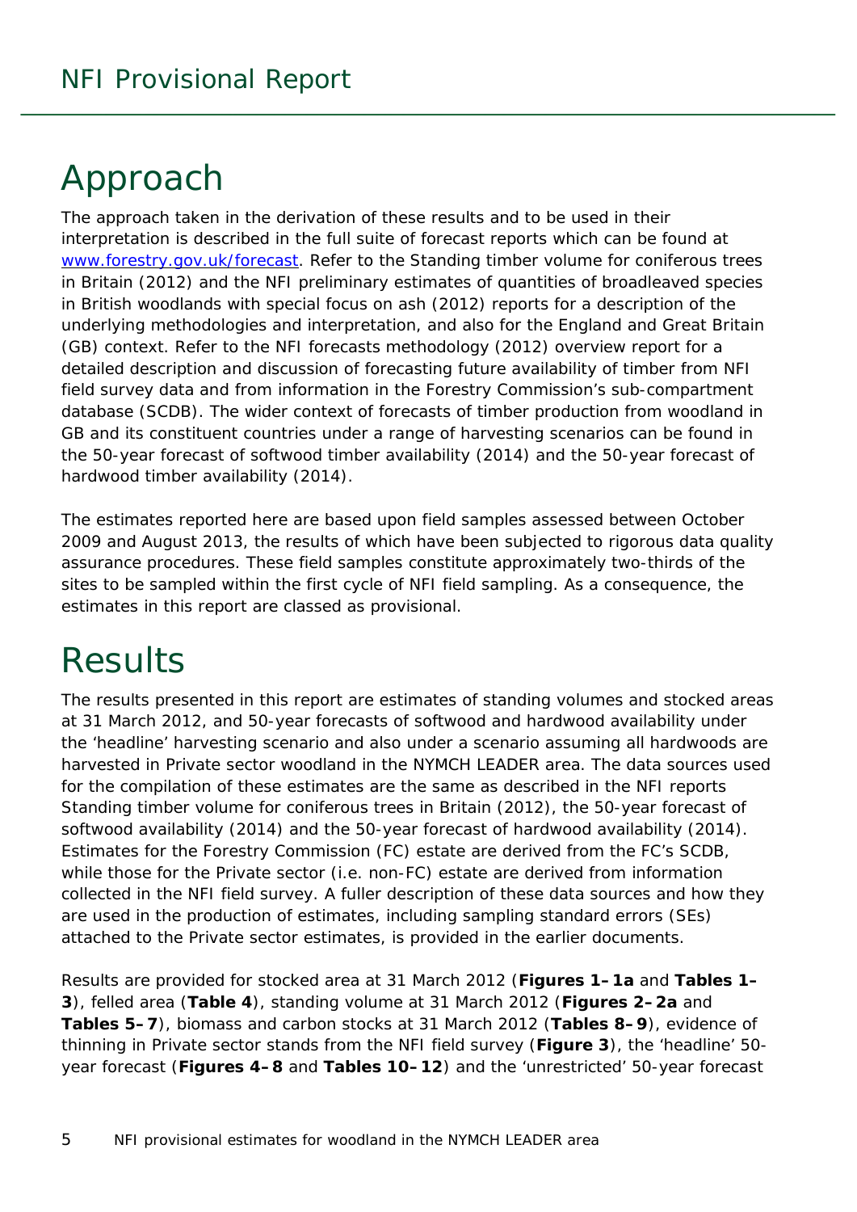# Approach

The approach taken in the derivation of these results and to be used in their interpretation is described in the full suite of forecast reports which can be found at [www.forestry.gov.uk/forecast](http://www.forestry.gov.uk/forecast). Refer to the Standing timber volume for coniferous trees in Britain (2012) and the NFI preliminary estimates of quantities of broadleaved species in British woodlands with special focus on ash (2012) reports for a description of the underlying methodologies and interpretation, and also for the England and Great Britain (GB) context. Refer to the NFI forecasts methodology (2012) overview report for a detailed description and discussion of forecasting future availability of timber from NFI field survey data and from information in the Forestry Commission's sub-compartment database (SCDB). The wider context of forecasts of timber production from woodland in GB and its constituent countries under a range of harvesting scenarios can be found in the 50-year forecast of softwood timber availability (2014) and the 50-year forecast of hardwood timber availability (2014).

The estimates reported here are based upon field samples assessed between October 2009 and August 2013, the results of which have been subjected to rigorous data quality assurance procedures. These field samples constitute approximately two-thirds of the sites to be sampled within the first cycle of NFI field sampling. As a consequence, the estimates in this report are classed as provisional.

# Results

The results presented in this report are estimates of standing volumes and stocked areas at 31 March 2012, and 50-year forecasts of softwood and hardwood availability under the 'headline' harvesting scenario and also under a scenario assuming all hardwoods are harvested in Private sector woodland in the NYMCH LEADER area. The data sources used for the compilation of these estimates are the same as described in the NFI reports Standing timber volume for coniferous trees in Britain (2012), the 50-year forecast of softwood availability (2014) and the 50-year forecast of hardwood availability (2014). Estimates for the Forestry Commission (FC) estate are derived from the FC's SCDB, while those for the Private sector (i.e. non-FC) estate are derived from information collected in the NFI field survey. A fuller description of these data sources and how they are used in the production of estimates, including sampling standard errors (SEs) attached to the Private sector estimates, is provided in the earlier documents.

Results are provided for stocked area at 31 March 2012 (**Figures 1–1a** and **Tables 1–3**), felled area (**Table 4**), standing volume at 31 March 2012 (**Figures 2–2a** and **Tables 5–7**), biomass and carbon stocks at 31 March 2012 (**Tables 8–9**), evidence of thinning in Private sector stands from the NFI field survey (**Figure 3**), the 'headline' 50-year forecast (**Figures 4–8** and **Tables 10–12**) and the 'unrestricted' 50-year forecast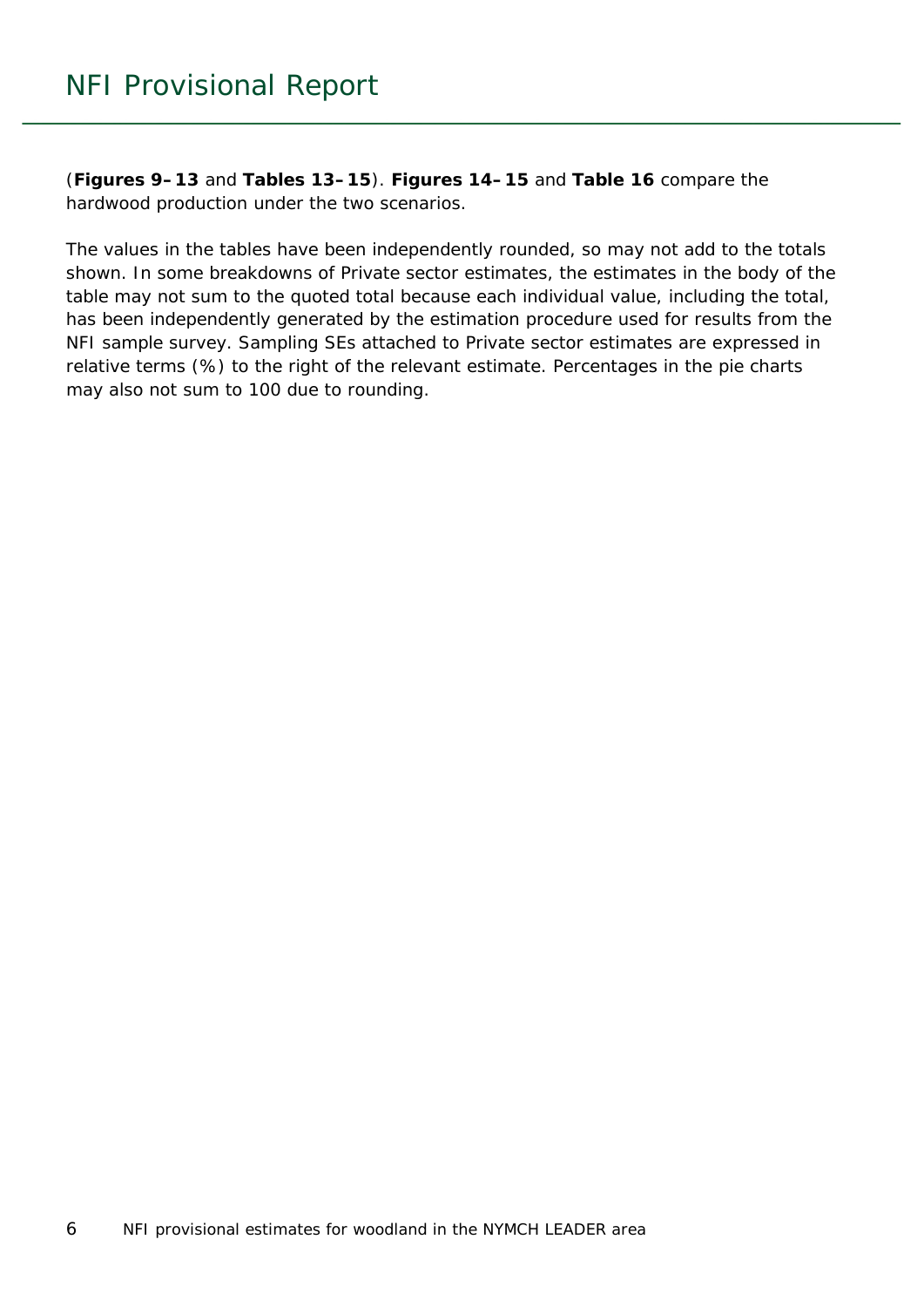(**Figures 9–13** and **Tables 13–15**). **Figures 14–15** and **Table 16** compare the hardwood production under the two scenarios.

The values in the tables have been independently rounded, so may not add to the totals shown. In some breakdowns of Private sector estimates, the estimates in the body of the table may not sum to the quoted total because each individual value, including the total, has been independently generated by the estimation procedure used for results from the NFI sample survey. Sampling SEs attached to Private sector estimates are expressed in relative terms (%) to the right of the relevant estimate. Percentages in the pie charts may also not sum to 100 due to rounding.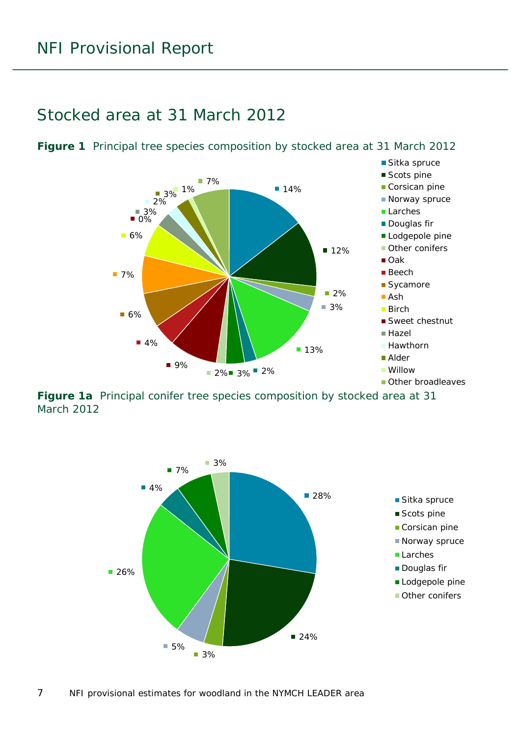## Stocked area at 31 March 2012

**Figure 1** Principal tree species composition by stocked area at 31 March 2012

**Figure 1a** Principal conifer tree species composition by stocked area at 31 March 2012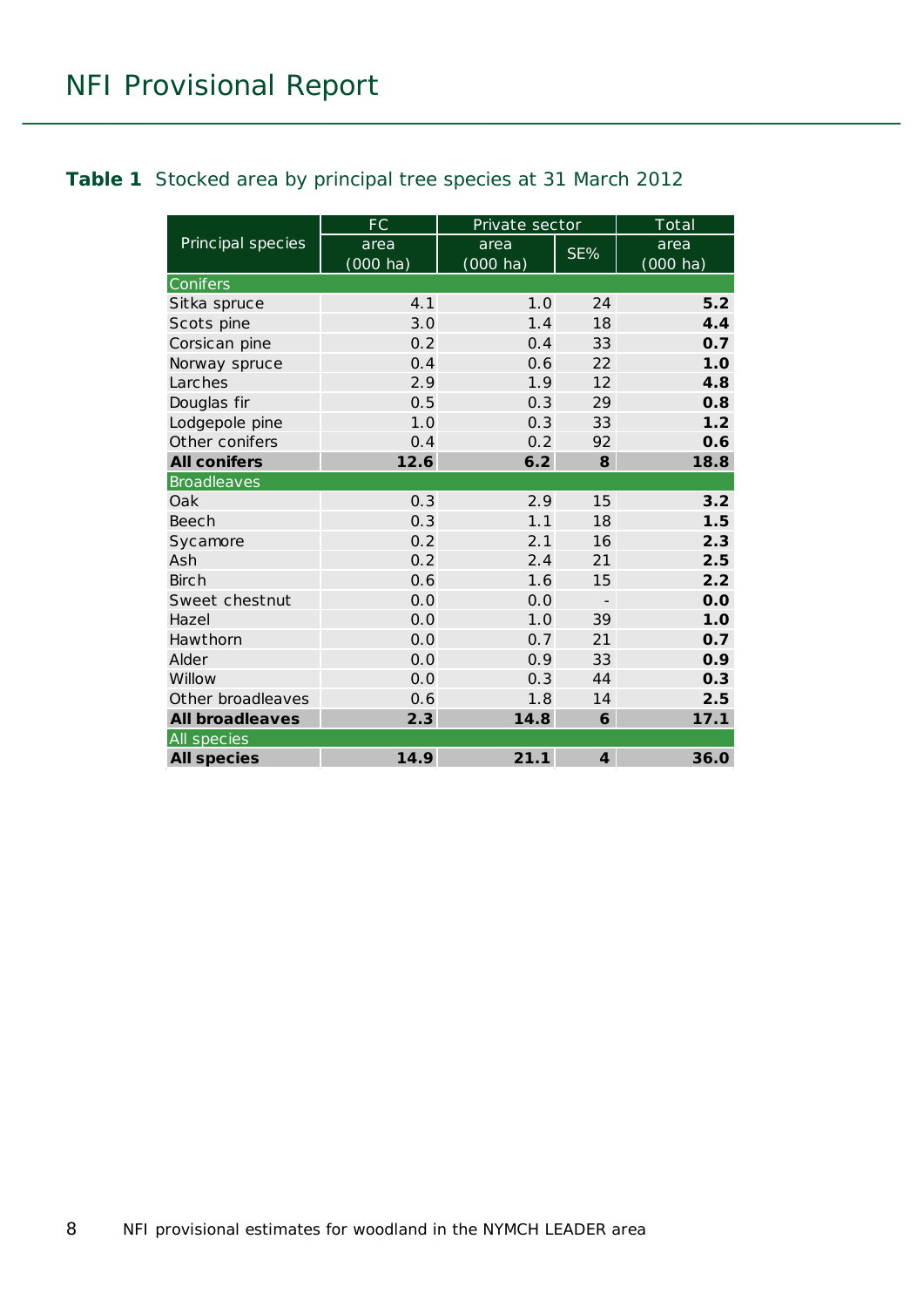**Table 1** Stocked area by principal tree species at 31 March 2012

| Principal species | FC | Private sector | | Total |
|---|---|---|---|---|
| | area (000 ha) | area (000 ha) | SE% | area (000 ha) |
| **Conifers** | | | | |
| Sitka spruce | 4.1 | 1.0 | 24 | **5.2** |
| Scots pine | 3.0 | 1.4 | 18 | **4.4** |
| Corsican pine | 0.2 | 0.4 | 33 | **0.7** |
| Norway spruce | 0.4 | 0.6 | 22 | **1.0** |
| Larches | 2.9 | 1.9 | 12 | **4.8** |
| Douglas fir | 0.5 | 0.3 | 29 | **0.8** |
| Lodgepole pine | 1.0 | 0.3 | 33 | **1.2** |
| Other conifers | 0.4 | 0.2 | 92 | **0.6** |
| **All conifers** | **12.6** | **6.2** | **8** | **18.8** |
| **Broadleaves** | | | | |
| Oak | 0.3 | 2.9 | 15 | **3.2** |
| Beech | 0.3 | 1.1 | 18 | **1.5** |
| Sycamore | 0.2 | 2.1 | 16 | **2.3** |
| Ash | 0.2 | 2.4 | 21 | **2.5** |
| Birch | 0.6 | 1.6 | 15 | **2.2** |
| Sweet chestnut | 0.0 | 0.0 | - | **0.0** |
| Hazel | 0.0 | 1.0 | 39 | **1.0** |
| Hawthorn | 0.0 | 0.7 | 21 | **0.7** |
| Alder | 0.0 | 0.9 | 33 | **0.9** |
| Willow | 0.0 | 0.3 | 44 | **0.3** |
| Other broadleaves | 0.6 | 1.8 | 14 | **2.5** |
| **All broadleaves** | **2.3** | **14.8** | **6** | **17.1** |
| **All species** | | | | |
| **All species** | **14.9** | **21.1** | **4** | **36.0** |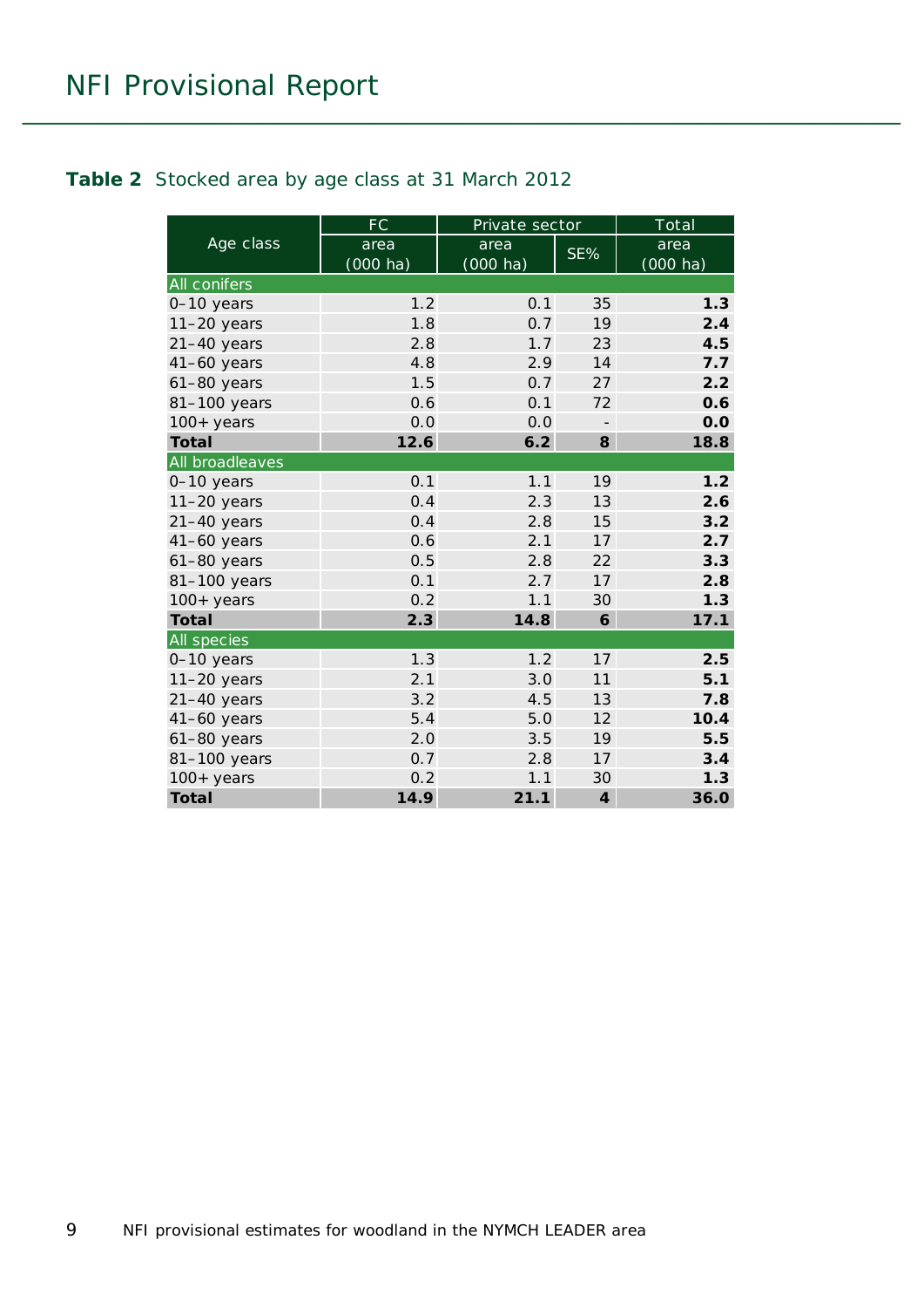**Table 2** Stocked area by age class at 31 March 2012

| Age class | FC | Private sector | | Total |
|---|---|---|---|---|
| | area (000 ha) | area (000 ha) | SE% | area (000 ha) |
| All conifers | | | | |
| 0–10 years | 1.2 | 0.1 | 35 | **1.3** |
| 11–20 years | 1.8 | 0.7 | 19 | **2.4** |
| 21–40 years | 2.8 | 1.7 | 23 | **4.5** |
| 41–60 years | 4.8 | 2.9 | 14 | **7.7** |
| 61–80 years | 1.5 | 0.7 | 27 | **2.2** |
| 81–100 years | 0.6 | 0.1 | 72 | **0.6** |
| 100+ years | 0.0 | 0.0 | - | **0.0** |
| **Total** | **12.6** | **6.2** | **8** | **18.8** |
| All broadleaves | | | | |
| 0–10 years | 0.1 | 1.1 | 19 | **1.2** |
| 11–20 years | 0.4 | 2.3 | 13 | **2.6** |
| 21–40 years | 0.4 | 2.8 | 15 | **3.2** |
| 41–60 years | 0.6 | 2.1 | 17 | **2.7** |
| 61–80 years | 0.5 | 2.8 | 22 | **3.3** |
| 81–100 years | 0.1 | 2.7 | 17 | **2.8** |
| 100+ years | 0.2 | 1.1 | 30 | **1.3** |
| **Total** | **2.3** | **14.8** | **6** | **17.1** |
| All species | | | | |
| 0–10 years | 1.3 | 1.2 | 17 | **2.5** |
| 11–20 years | 2.1 | 3.0 | 11 | **5.1** |
| 21–40 years | 3.2 | 4.5 | 13 | **7.8** |
| 41–60 years | 5.4 | 5.0 | 12 | **10.4** |
| 61–80 years | 2.0 | 3.5 | 19 | **5.5** |
| 81–100 years | 0.7 | 2.8 | 17 | **3.4** |
| 100+ years | 0.2 | 1.1 | 30 | **1.3** |
| **Total** | **14.9** | **21.1** | **4** | **36.0** |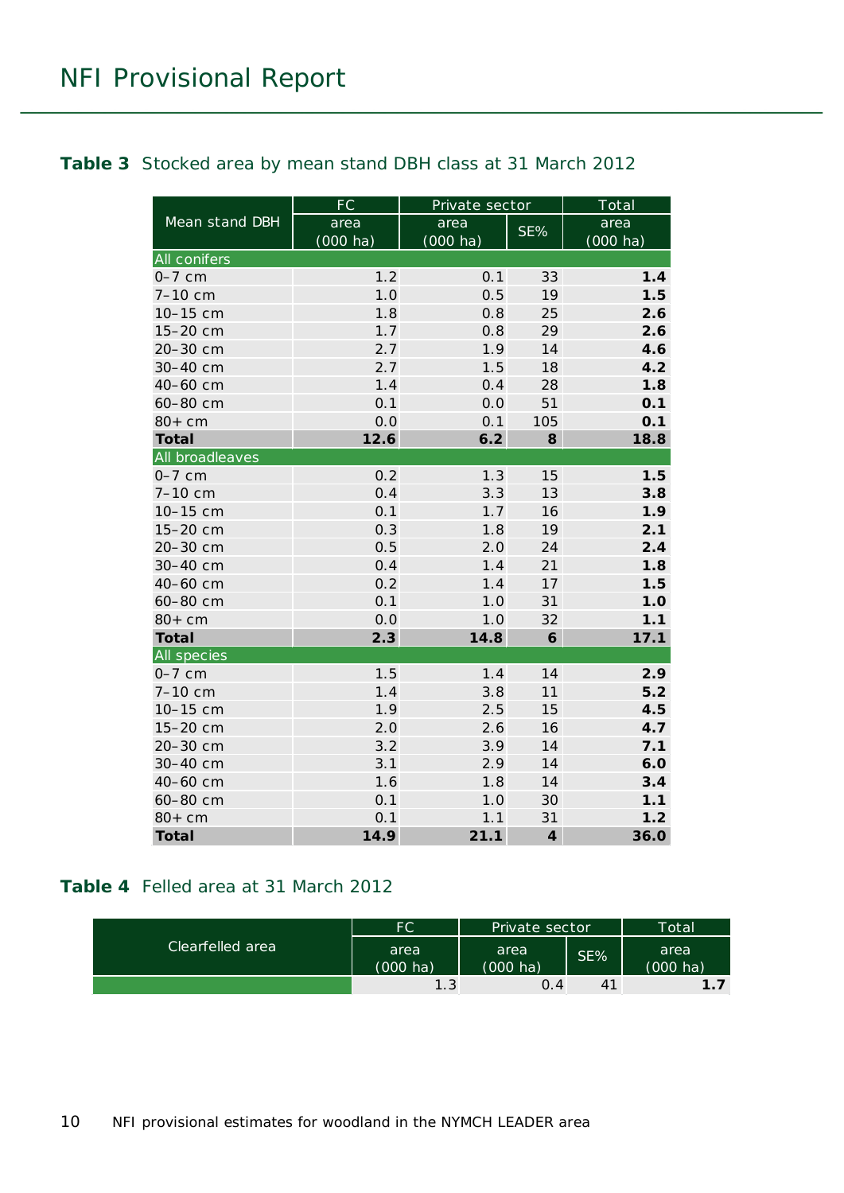**Table 3** Stocked area by mean stand DBH class at 31 March 2012

| Mean stand DBH | FC | Private sector | | Total |
|---|---|---|---|---|
| | area (000 ha) | area (000 ha) | SE% | area (000 ha) |
| **All conifers** | | | | |
| 0–7 cm | 1.2 | 0.1 | 33 | **1.4** |
| 7–10 cm | 1.0 | 0.5 | 19 | **1.5** |
| 10–15 cm | 1.8 | 0.8 | 25 | **2.6** |
| 15–20 cm | 1.7 | 0.8 | 29 | **2.6** |
| 20–30 cm | 2.7 | 1.9 | 14 | **4.6** |
| 30–40 cm | 2.7 | 1.5 | 18 | **4.2** |
| 40–60 cm | 1.4 | 0.4 | 28 | **1.8** |
| 60–80 cm | 0.1 | 0.0 | 51 | **0.1** |
| 80+ cm | 0.0 | 0.1 | 105 | **0.1** |
| **Total** | **12.6** | **6.2** | **8** | **18.8** |
| **All broadleaves** | | | | |
| 0–7 cm | 0.2 | 1.3 | 15 | **1.5** |
| 7–10 cm | 0.4 | 3.3 | 13 | **3.8** |
| 10–15 cm | 0.1 | 1.7 | 16 | **1.9** |
| 15–20 cm | 0.3 | 1.8 | 19 | **2.1** |
| 20–30 cm | 0.5 | 2.0 | 24 | **2.4** |
| 30–40 cm | 0.4 | 1.4 | 21 | **1.8** |
| 40–60 cm | 0.2 | 1.4 | 17 | **1.5** |
| 60–80 cm | 0.1 | 1.0 | 31 | **1.0** |
| 80+ cm | 0.0 | 1.0 | 32 | **1.1** |
| **Total** | **2.3** | **14.8** | **6** | **17.1** |
| **All species** | | | | |
| 0–7 cm | 1.5 | 1.4 | 14 | **2.9** |
| 7–10 cm | 1.4 | 3.8 | 11 | **5.2** |
| 10–15 cm | 1.9 | 2.5 | 15 | **4.5** |
| 15–20 cm | 2.0 | 2.6 | 16 | **4.7** |
| 20–30 cm | 3.2 | 3.9 | 14 | **7.1** |
| 30–40 cm | 3.1 | 2.9 | 14 | **6.0** |
| 40–60 cm | 1.6 | 1.8 | 14 | **3.4** |
| 60–80 cm | 0.1 | 1.0 | 30 | **1.1** |
| 80+ cm | 0.1 | 1.1 | 31 | **1.2** |
| **Total** | **14.9** | **21.1** | **4** | **36.0** |

**Table 4** Felled area at 31 March 2012

| Clearfelled area | FC | Private sector | | Total |
|---|---|---|---|---|
| | area (000 ha) | area (000 ha) | SE% | area (000 ha) |
| | 1.3 | 0.4 | 41 | **1.7** |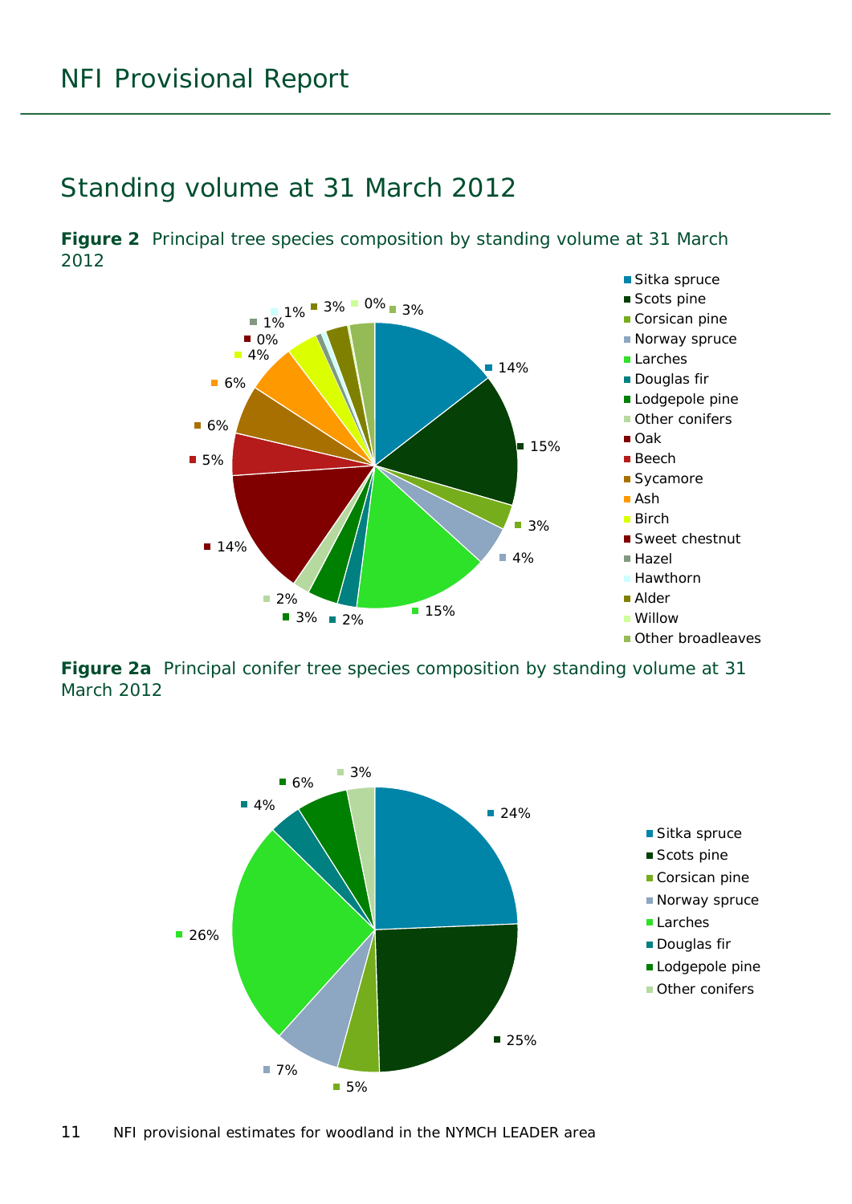## Standing volume at 31 March 2012

**Figure 2** Principal tree species composition by standing volume at 31 March 2012

| Species | % |
|---|---|
| Sitka spruce | 14% |
| Scots pine | 15% |
| Corsican pine | 3% |
| Norway spruce | 4% |
| Larches | 15% |
| Douglas fir | 2% |
| Lodgepole pine | 3% |
| Other conifers | 2% |
| Oak | 14% |
| Beech | 5% |
| Sycamore | 6% |
| Ash | 6% |
| Birch | 4% |
| Sweet chestnut | 0% |
| Hazel | 1% |
| Hawthorn | 1% |
| Alder | 3% |
| Willow | 0% |
| Other broadleaves | 3% |

**Figure 2a** Principal conifer tree species composition by standing volume at 31 March 2012

| Species | % |
|---|---|
| Sitka spruce | 24% |
| Scots pine | 25% |
| Corsican pine | 5% |
| Norway spruce | 7% |
| Larches | 26% |
| Douglas fir | 4% |
| Lodgepole pine | 6% |
| Other conifers | 3% |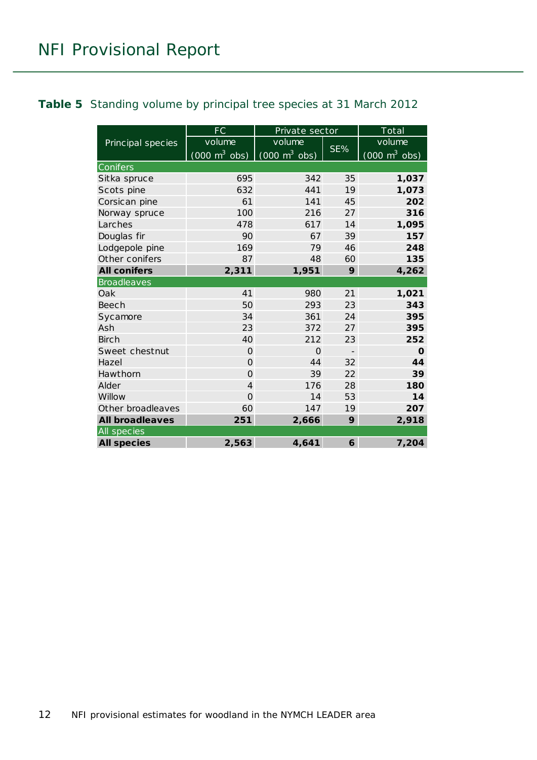**Table 5** Standing volume by principal tree species at 31 March 2012

| Principal species | FC | Private sector | | Total |
|---|---|---|---|---|
| | volume (000 $m^3$ obs) | volume (000 $m^3$ obs) | SE% | volume (000 $m^3$ obs) |
| Conifers | | | | |
| Sitka spruce | 695 | 342 | 35 | **1,037** |
| Scots pine | 632 | 441 | 19 | **1,073** |
| Corsican pine | 61 | 141 | 45 | **202** |
| Norway spruce | 100 | 216 | 27 | **316** |
| Larches | 478 | 617 | 14 | **1,095** |
| Douglas fir | 90 | 67 | 39 | **157** |
| Lodgepole pine | 169 | 79 | 46 | **248** |
| Other conifers | 87 | 48 | 60 | **135** |
| **All conifers** | **2,311** | **1,951** | **9** | **4,262** |
| Broadleaves | | | | |
| Oak | 41 | 980 | 21 | **1,021** |
| Beech | 50 | 293 | 23 | **343** |
| Sycamore | 34 | 361 | 24 | **395** |
| Ash | 23 | 372 | 27 | **395** |
| Birch | 40 | 212 | 23 | **252** |
| Sweet chestnut | 0 | 0 | - | **0** |
| Hazel | 0 | 44 | 32 | **44** |
| Hawthorn | 0 | 39 | 22 | **39** |
| Alder | 4 | 176 | 28 | **180** |
| Willow | 0 | 14 | 53 | **14** |
| Other broadleaves | 60 | 147 | 19 | **207** |
| **All broadleaves** | **251** | **2,666** | **9** | **2,918** |
| All species | | | | |
| **All species** | **2,563** | **4,641** | **6** | **7,204** |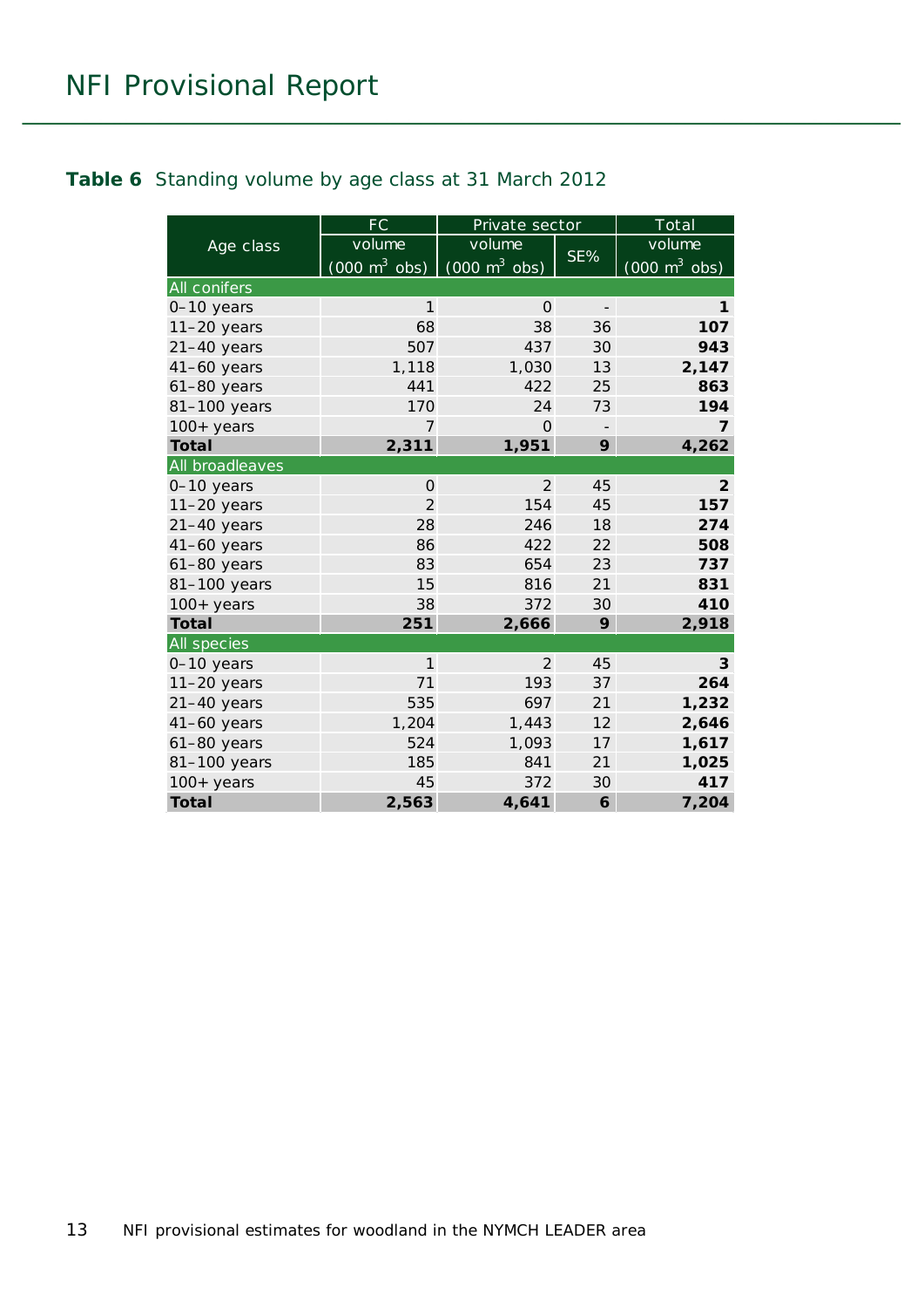**Table 6** Standing volume by age class at 31 March 2012

| Age class | FC | Private sector | | Total |
|---|---|---|---|---|
| | volume (000 $m^3$ obs) | volume (000 $m^3$ obs) | SE% | volume (000 $m^3$ obs) |
| All conifers | | | | |
| 0–10 years | 1 | 0 | - | **1** |
| 11–20 years | 68 | 38 | 36 | **107** |
| 21–40 years | 507 | 437 | 30 | **943** |
| 41–60 years | 1,118 | 1,030 | 13 | **2,147** |
| 61–80 years | 441 | 422 | 25 | **863** |
| 81–100 years | 170 | 24 | 73 | **194** |
| 100+ years | 7 | 0 | - | **7** |
| **Total** | **2,311** | **1,951** | **9** | **4,262** |
| All broadleaves | | | | |
| 0–10 years | 0 | 2 | 45 | **2** |
| 11–20 years | 2 | 154 | 45 | **157** |
| 21–40 years | 28 | 246 | 18 | **274** |
| 41–60 years | 86 | 422 | 22 | **508** |
| 61–80 years | 83 | 654 | 23 | **737** |
| 81–100 years | 15 | 816 | 21 | **831** |
| 100+ years | 38 | 372 | 30 | **410** |
| **Total** | **251** | **2,666** | **9** | **2,918** |
| All species | | | | |
| 0–10 years | 1 | 2 | 45 | **3** |
| 11–20 years | 71 | 193 | 37 | **264** |
| 21–40 years | 535 | 697 | 21 | **1,232** |
| 41–60 years | 1,204 | 1,443 | 12 | **2,646** |
| 61–80 years | 524 | 1,093 | 17 | **1,617** |
| 81–100 years | 185 | 841 | 21 | **1,025** |
| 100+ years | 45 | 372 | 30 | **417** |
| **Total** | **2,563** | **4,641** | **6** | **7,204** |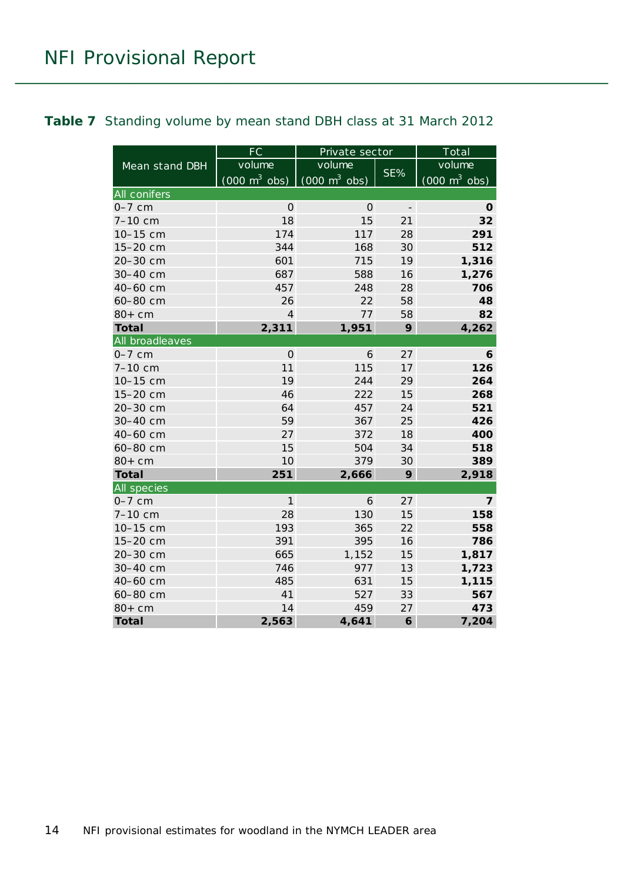**Table 7** Standing volume by mean stand DBH class at 31 March 2012

| Mean stand DBH | FC | Private sector | | Total |
|---|---|---|---|---|
| | volume (000 $m^3$ obs) | volume (000 $m^3$ obs) | SE% | volume (000 $m^3$ obs) |
| **All conifers** | | | | |
| 0–7 cm | 0 | 0 | - | **0** |
| 7–10 cm | 18 | 15 | 21 | **32** |
| 10–15 cm | 174 | 117 | 28 | **291** |
| 15–20 cm | 344 | 168 | 30 | **512** |
| 20–30 cm | 601 | 715 | 19 | **1,316** |
| 30–40 cm | 687 | 588 | 16 | **1,276** |
| 40–60 cm | 457 | 248 | 28 | **706** |
| 60–80 cm | 26 | 22 | 58 | **48** |
| 80+ cm | 4 | 77 | 58 | **82** |
| **Total** | **2,311** | **1,951** | **9** | **4,262** |
| **All broadleaves** | | | | |
| 0–7 cm | 0 | 6 | 27 | **6** |
| 7–10 cm | 11 | 115 | 17 | **126** |
| 10–15 cm | 19 | 244 | 29 | **264** |
| 15–20 cm | 46 | 222 | 15 | **268** |
| 20–30 cm | 64 | 457 | 24 | **521** |
| 30–40 cm | 59 | 367 | 25 | **426** |
| 40–60 cm | 27 | 372 | 18 | **400** |
| 60–80 cm | 15 | 504 | 34 | **518** |
| 80+ cm | 10 | 379 | 30 | **389** |
| **Total** | **251** | **2,666** | **9** | **2,918** |
| **All species** | | | | |
| 0–7 cm | 1 | 6 | 27 | **7** |
| 7–10 cm | 28 | 130 | 15 | **158** |
| 10–15 cm | 193 | 365 | 22 | **558** |
| 15–20 cm | 391 | 395 | 16 | **786** |
| 20–30 cm | 665 | 1,152 | 15 | **1,817** |
| 30–40 cm | 746 | 977 | 13 | **1,723** |
| 40–60 cm | 485 | 631 | 15 | **1,115** |
| 60–80 cm | 41 | 527 | 33 | **567** |
| 80+ cm | 14 | 459 | 27 | **473** |
| **Total** | **2,563** | **4,641** | **6** | **7,204** |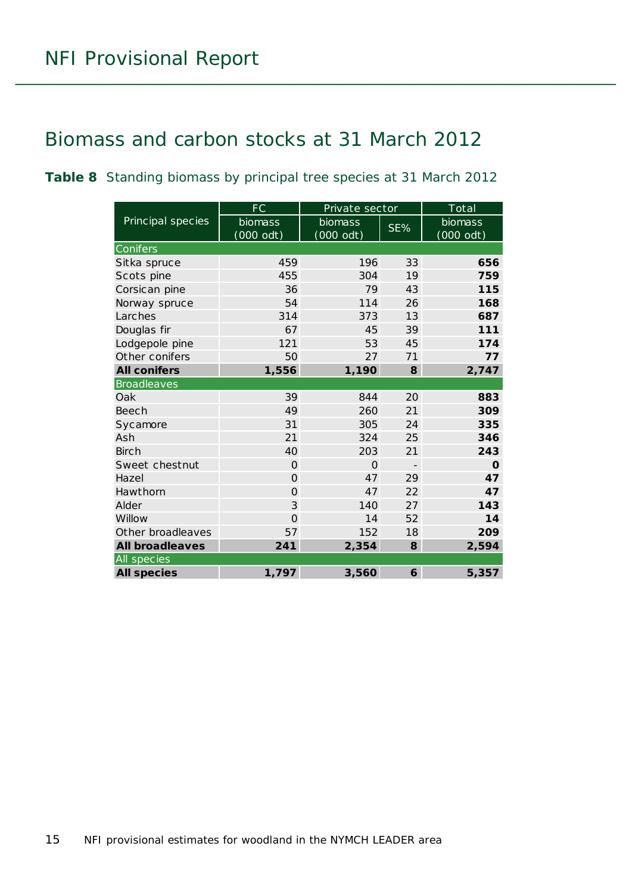## Biomass and carbon stocks at 31 March 2012

**Table 8** Standing biomass by principal tree species at 31 March 2012

| Principal species | FC | Private sector | | Total |
|---|---|---|---|---|
| | biomass (000 odt) | biomass (000 odt) | SE% | biomass (000 odt) |
| **Conifers** | | | | |
| Sitka spruce | 459 | 196 | 33 | **656** |
| Scots pine | 455 | 304 | 19 | **759** |
| Corsican pine | 36 | 79 | 43 | **115** |
| Norway spruce | 54 | 114 | 26 | **168** |
| Larches | 314 | 373 | 13 | **687** |
| Douglas fir | 67 | 45 | 39 | **111** |
| Lodgepole pine | 121 | 53 | 45 | **174** |
| Other conifers | 50 | 27 | 71 | **77** |
| **All conifers** | **1,556** | **1,190** | **8** | **2,747** |
| **Broadleaves** | | | | |
| Oak | 39 | 844 | 20 | **883** |
| Beech | 49 | 260 | 21 | **309** |
| Sycamore | 31 | 305 | 24 | **335** |
| Ash | 21 | 324 | 25 | **346** |
| Birch | 40 | 203 | 21 | **243** |
| Sweet chestnut | 0 | 0 | - | **0** |
| Hazel | 0 | 47 | 29 | **47** |
| Hawthorn | 0 | 47 | 22 | **47** |
| Alder | 3 | 140 | 27 | **143** |
| Willow | 0 | 14 | 52 | **14** |
| Other broadleaves | 57 | 152 | 18 | **209** |
| **All broadleaves** | **241** | **2,354** | **8** | **2,594** |
| **All species** | | | | |
| **All species** | **1,797** | **3,560** | **6** | **5,357** |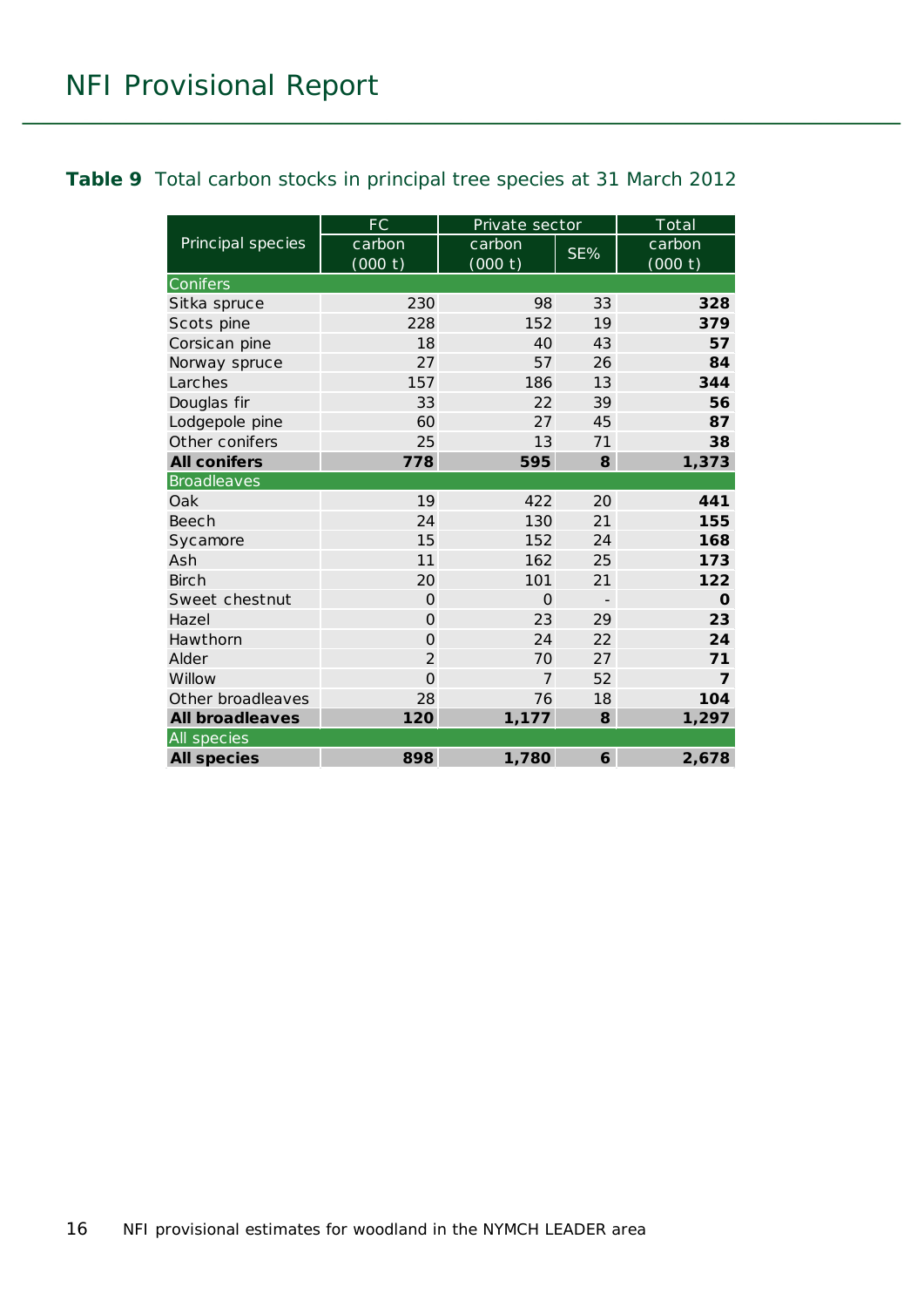**Table 9** Total carbon stocks in principal tree species at 31 March 2012

| Principal species | FC | Private sector | | Total |
|---|---|---|---|---|
| | carbon (000 t) | carbon (000 t) | SE% | carbon (000 t) |
| Conifers | | | | |
| Sitka spruce | 230 | 98 | 33 | **328** |
| Scots pine | 228 | 152 | 19 | **379** |
| Corsican pine | 18 | 40 | 43 | **57** |
| Norway spruce | 27 | 57 | 26 | **84** |
| Larches | 157 | 186 | 13 | **344** |
| Douglas fir | 33 | 22 | 39 | **56** |
| Lodgepole pine | 60 | 27 | 45 | **87** |
| Other conifers | 25 | 13 | 71 | **38** |
| **All conifers** | **778** | **595** | **8** | **1,373** |
| Broadleaves | | | | |
| Oak | 19 | 422 | 20 | **441** |
| Beech | 24 | 130 | 21 | **155** |
| Sycamore | 15 | 152 | 24 | **168** |
| Ash | 11 | 162 | 25 | **173** |
| Birch | 20 | 101 | 21 | **122** |
| Sweet chestnut | 0 | 0 | - | **0** |
| Hazel | 0 | 23 | 29 | **23** |
| Hawthorn | 0 | 24 | 22 | **24** |
| Alder | 2 | 70 | 27 | **71** |
| Willow | 0 | 7 | 52 | **7** |
| Other broadleaves | 28 | 76 | 18 | **104** |
| **All broadleaves** | **120** | **1,177** | **8** | **1,297** |
| All species | | | | |
| **All species** | **898** | **1,780** | **6** | **2,678** |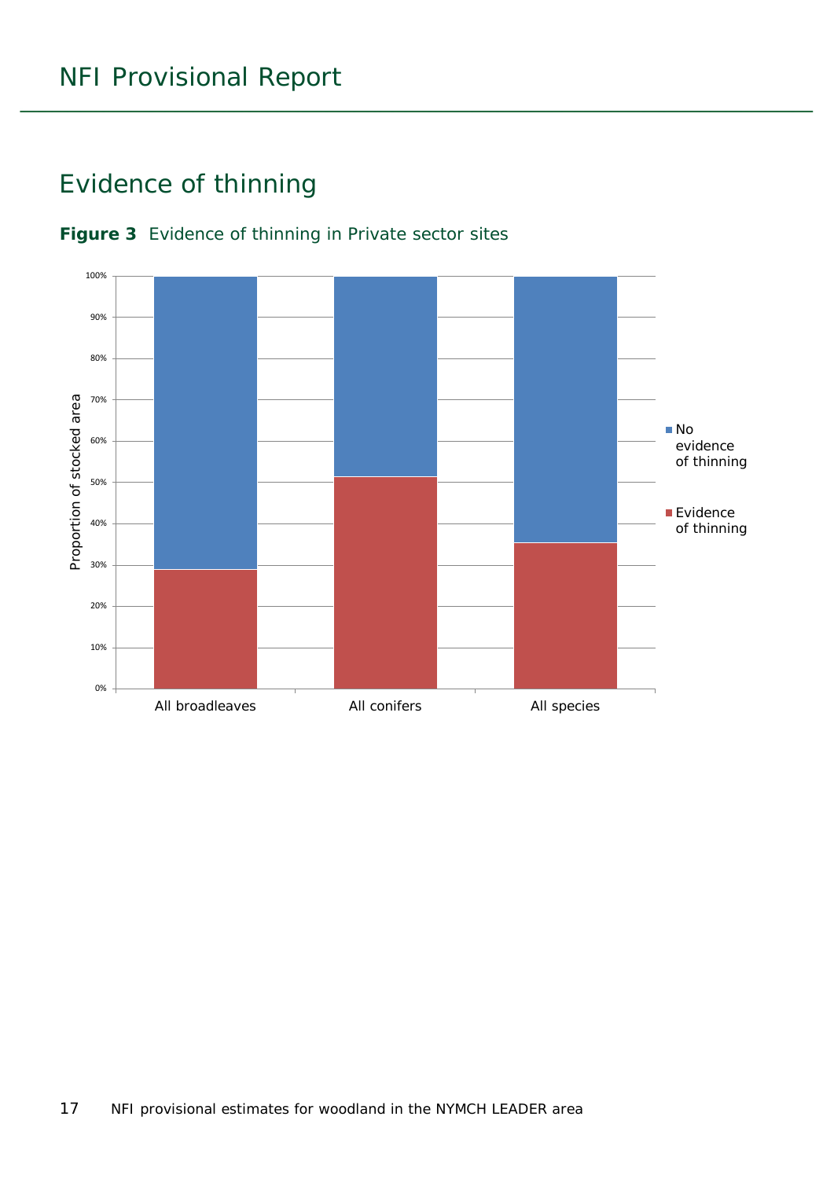## Evidence of thinning

**Figure 3** Evidence of thinning in Private sector sites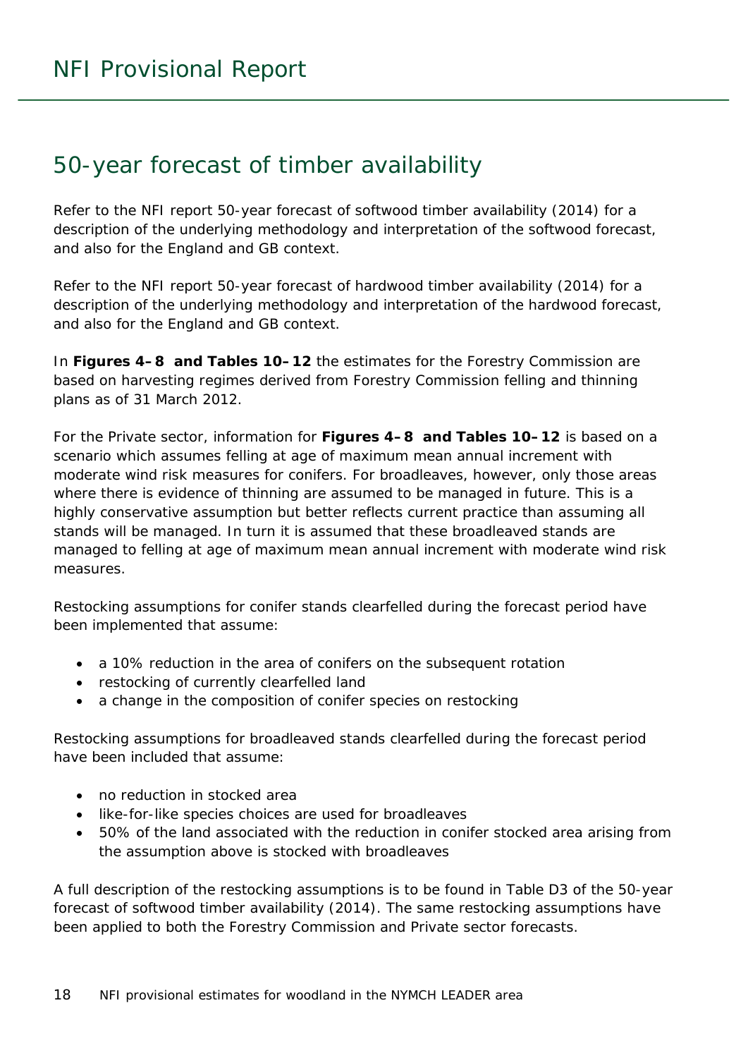## 50-year forecast of timber availability

Refer to the NFI report 50-year forecast of softwood timber availability (2014) for a description of the underlying methodology and interpretation of the softwood forecast, and also for the England and GB context.

Refer to the NFI report 50-year forecast of hardwood timber availability (2014) for a description of the underlying methodology and interpretation of the hardwood forecast, and also for the England and GB context.

In **Figures 4–8 and Tables 10–12** the estimates for the Forestry Commission are based on harvesting regimes derived from Forestry Commission felling and thinning plans as of 31 March 2012.

For the Private sector, information for **Figures 4–8 and Tables 10–12** is based on a scenario which assumes felling at age of maximum mean annual increment with moderate wind risk measures for conifers. For broadleaves, however, only those areas where there is evidence of thinning are assumed to be managed in future. This is a highly conservative assumption but better reflects current practice than assuming all stands will be managed. In turn it is assumed that these broadleaved stands are managed to felling at age of maximum mean annual increment with moderate wind risk measures.

Restocking assumptions for conifer stands clearfelled during the forecast period have been implemented that assume:

- a 10% reduction in the area of conifers on the subsequent rotation
- restocking of currently clearfelled land
- a change in the composition of conifer species on restocking

Restocking assumptions for broadleaved stands clearfelled during the forecast period have been included that assume:

- no reduction in stocked area
- like-for-like species choices are used for broadleaves
- 50% of the land associated with the reduction in conifer stocked area arising from the assumption above is stocked with broadleaves

A full description of the restocking assumptions is to be found in Table D3 of the 50-year forecast of softwood timber availability (2014). The same restocking assumptions have been applied to both the Forestry Commission and Private sector forecasts.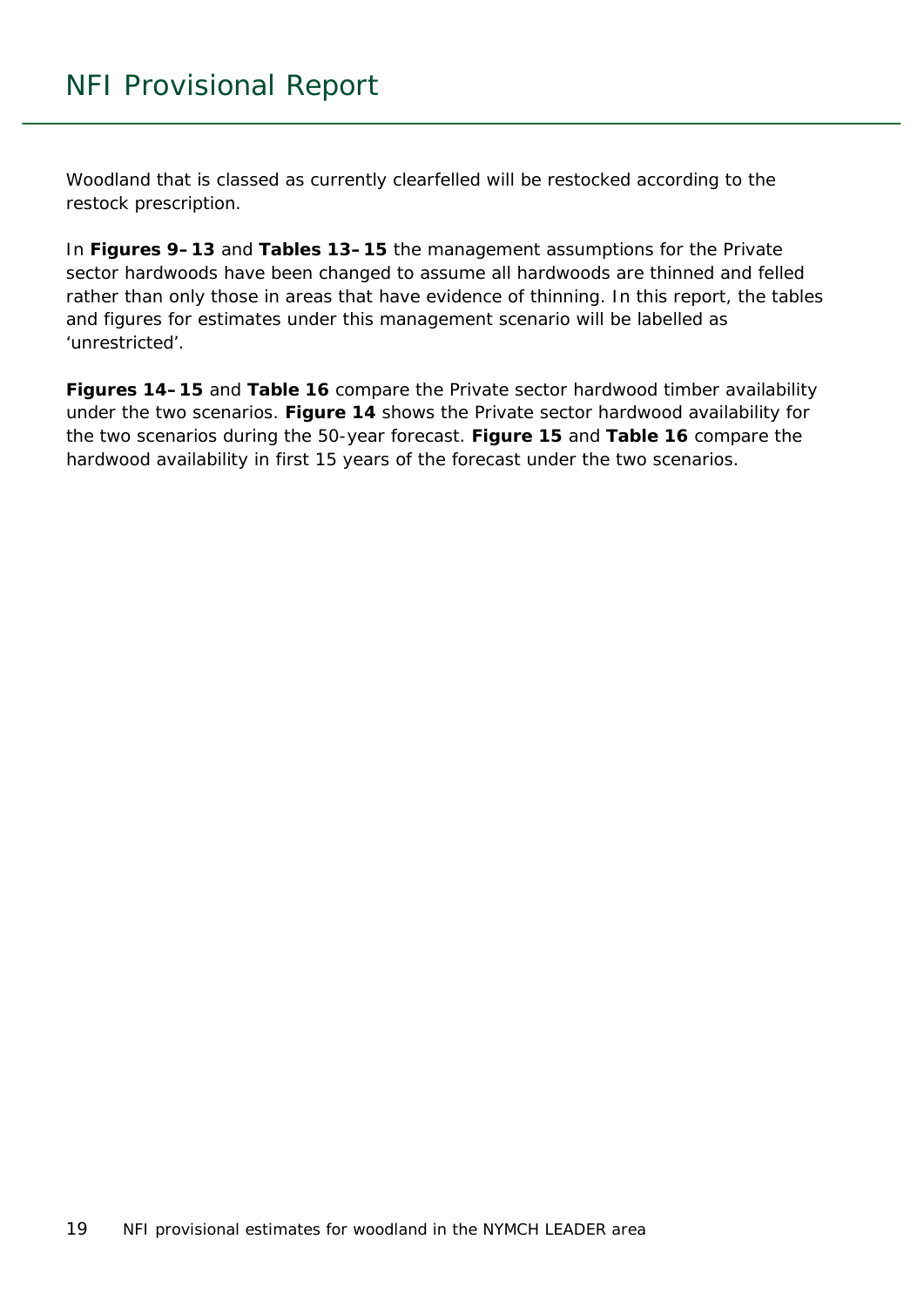Woodland that is classed as currently clearfelled will be restocked according to the restock prescription.

In **Figures 9–13** and **Tables 13–15** the management assumptions for the Private sector hardwoods have been changed to assume all hardwoods are thinned and felled rather than only those in areas that have evidence of thinning. In this report, the tables and figures for estimates under this management scenario will be labelled as 'unrestricted'.

**Figures 14–15** and **Table 16** compare the Private sector hardwood timber availability under the two scenarios. **Figure 14** shows the Private sector hardwood availability for the two scenarios during the 50-year forecast. **Figure 15** and **Table 16** compare the hardwood availability in first 15 years of the forecast under the two scenarios.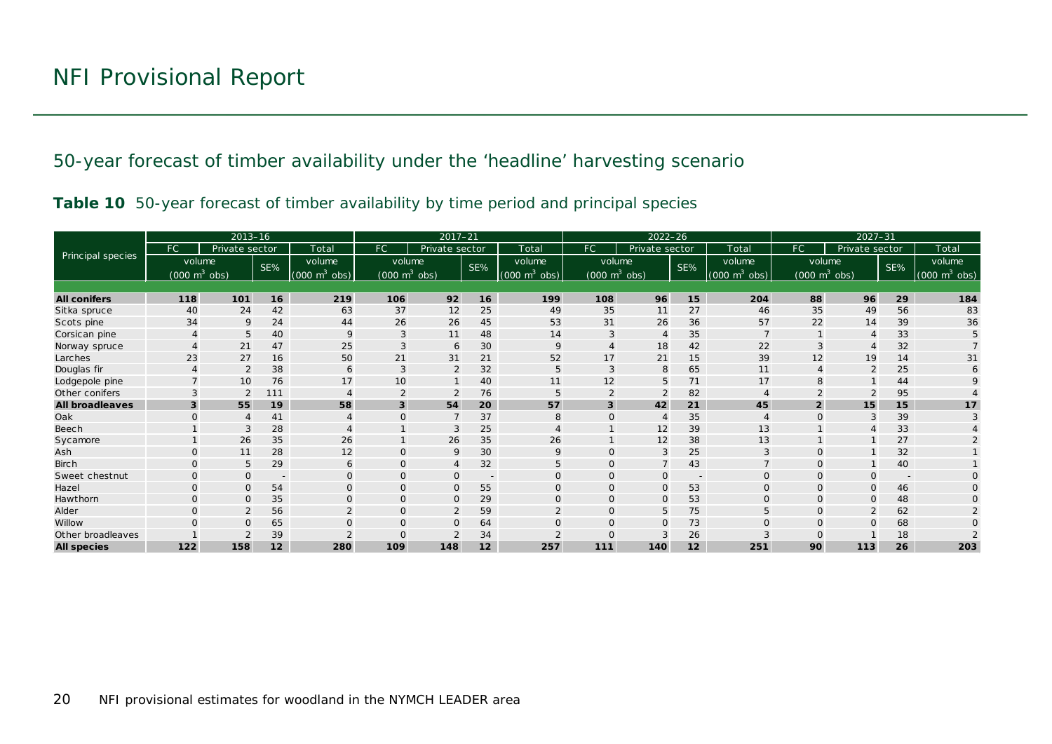## 50-year forecast of timber availability under the 'headline' harvesting scenario

**Table 10** 50-year forecast of timber availability by time period and principal species

| Principal species | 2013–16 | | | | 2017–21 | | | | 2022–26 | | | | 2027–31 | | | |
|---|---|---|---|---|---|---|---|---|---|---|---|---|---|---|---|---|
| | FC | Private sector | | Total | FC | Private sector | | Total | FC | Private sector | | Total | FC | Private sector | | Total |
| | volume (000 m$^3$ obs) | | SE% | volume (000 m$^3$ obs) | volume (000 m$^3$ obs) | | SE% | volume (000 m$^3$ obs) | volume (000 m$^3$ obs) | | SE% | volume (000 m$^3$ obs) | volume (000 m$^3$ obs) | | SE% | volume (000 m$^3$ obs) |
| **All conifers** | **118** | **101** | **16** | **219** | **106** | **92** | **16** | **199** | **108** | **96** | **15** | **204** | **88** | **96** | **29** | **184** |
| Sitka spruce | 40 | 24 | 42 | 63 | 37 | 12 | 25 | 49 | 35 | 11 | 27 | 46 | 35 | 49 | 56 | 83 |
| Scots pine | 34 | 9 | 24 | 44 | 26 | 26 | 45 | 53 | 31 | 26 | 36 | 57 | 22 | 14 | 39 | 36 |
| Corsican pine | 4 | 5 | 40 | 9 | 3 | 11 | 48 | 14 | 3 | 4 | 35 | 7 | 1 | 4 | 33 | 5 |
| Norway spruce | 4 | 21 | 47 | 25 | 3 | 6 | 30 | 9 | 4 | 18 | 42 | 22 | 3 | 4 | 32 | 7 |
| Larches | 23 | 27 | 16 | 50 | 21 | 31 | 21 | 52 | 17 | 21 | 15 | 39 | 12 | 19 | 14 | 31 |
| Douglas fir | 4 | 2 | 38 | 6 | 3 | 2 | 32 | 5 | 3 | 8 | 65 | 11 | 4 | 2 | 25 | 6 |
| Lodgepole pine | 7 | 10 | 76 | 17 | 10 | 1 | 40 | 11 | 12 | 5 | 71 | 17 | 8 | 1 | 44 | 9 |
| Other conifers | 3 | 2 | 111 | 4 | 2 | 2 | 76 | 5 | 2 | 2 | 82 | 4 | 2 | 2 | 95 | 4 |
| **All broadleaves** | **3** | **55** | **19** | **58** | **3** | **54** | **20** | **57** | **3** | **42** | **21** | **45** | **2** | **15** | **15** | **17** |
| Oak | 0 | 4 | 41 | 4 | 0 | 7 | 37 | 8 | 0 | 4 | 35 | 4 | 0 | 3 | 39 | 3 |
| Beech | 1 | 3 | 28 | 4 | 1 | 3 | 25 | 4 | 1 | 12 | 39 | 13 | 1 | 4 | 33 | 4 |
| Sycamore | 1 | 26 | 35 | 26 | 1 | 26 | 35 | 26 | 1 | 12 | 38 | 13 | 1 | 1 | 27 | 2 |
| Ash | 0 | 11 | 28 | 12 | 0 | 9 | 30 | 9 | 0 | 3 | 25 | 3 | 0 | 1 | 32 | 1 |
| Birch | 0 | 5 | 29 | 6 | 0 | 4 | 32 | 5 | 0 | 7 | 43 | 7 | 0 | 1 | 40 | 1 |
| Sweet chestnut | 0 | 0 | - | 0 | 0 | 0 | - | 0 | 0 | 0 | - | 0 | 0 | 0 | - | 0 |
| Hazel | 0 | 0 | 54 | 0 | 0 | 0 | 55 | 0 | 0 | 0 | 53 | 0 | 0 | 0 | 46 | 0 |
| Hawthorn | 0 | 0 | 35 | 0 | 0 | 0 | 29 | 0 | 0 | 0 | 53 | 0 | 0 | 0 | 48 | 0 |
| Alder | 0 | 2 | 56 | 2 | 0 | 2 | 59 | 2 | 0 | 5 | 75 | 5 | 0 | 2 | 62 | 2 |
| Willow | 0 | 0 | 65 | 0 | 0 | 0 | 64 | 0 | 0 | 0 | 73 | 0 | 0 | 0 | 68 | 0 |
| Other broadleaves | 1 | 2 | 39 | 2 | 0 | 2 | 34 | 2 | 0 | 3 | 26 | 3 | 0 | 1 | 18 | 2 |
| **All species** | **122** | **158** | **12** | **280** | **109** | **148** | **12** | **257** | **111** | **140** | **12** | **251** | **90** | **113** | **26** | **203** |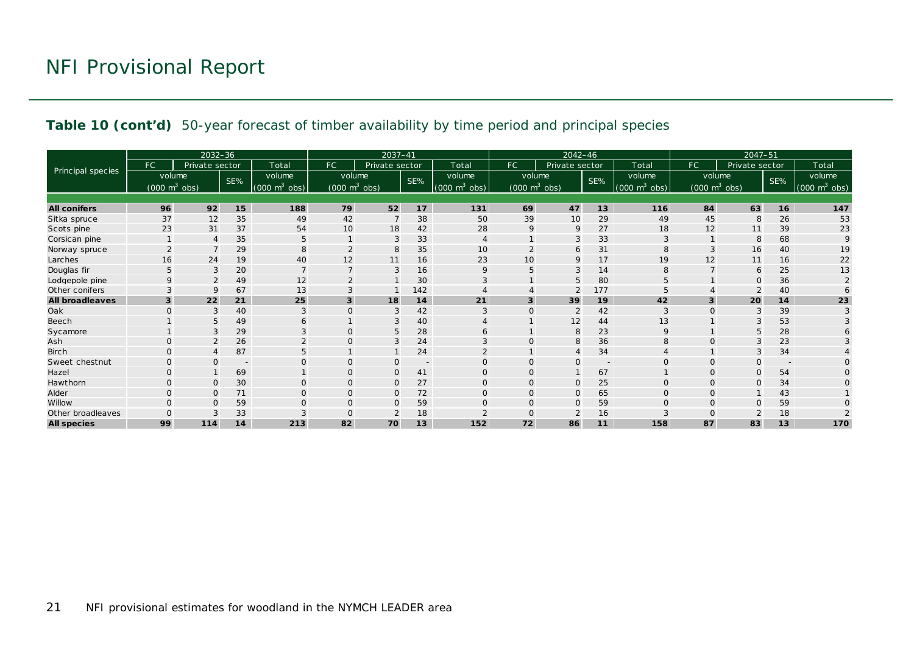# NFI Provisional Report

**Table 10 (cont'd)** 50-year forecast of timber availability by time period and principal species

| Principal species | 2032–36 | | | | 2037–41 | | | | 2042–46 | | | | 2047–51 | | | |
|---|---|---|---|---|---|---|---|---|---|---|---|---|---|---|---|---|
| | FC | Private sector | | Total | FC | Private sector | | Total | FC | Private sector | | Total | FC | Private sector | | Total |
| | volume ($000\ m^3$ obs) | | SE% | volume ($000\ m^3$ obs) | volume ($000\ m^3$ obs) | | SE% | volume ($000\ m^3$ obs) | volume ($000\ m^3$ obs) | | SE% | volume ($000\ m^3$ obs) | volume ($000\ m^3$ obs) | | SE% | volume ($000\ m^3$ obs) |
| **All conifers** | **96** | **92** | **15** | **188** | **79** | **52** | **17** | **131** | **69** | **47** | **13** | **116** | **84** | **63** | **16** | **147** |
| Sitka spruce | 37 | 12 | 35 | 49 | 42 | 7 | 38 | 50 | 39 | 10 | 29 | 49 | 45 | 8 | 26 | 53 |
| Scots pine | 23 | 31 | 37 | 54 | 10 | 18 | 42 | 28 | 9 | 9 | 27 | 18 | 12 | 11 | 39 | 23 |
| Corsican pine | 1 | 4 | 35 | 5 | 1 | 3 | 33 | 4 | 1 | 3 | 33 | 3 | 1 | 8 | 68 | 9 |
| Norway spruce | 2 | 7 | 29 | 8 | 2 | 8 | 35 | 10 | 2 | 6 | 31 | 8 | 3 | 16 | 40 | 19 |
| Larches | 16 | 24 | 19 | 40 | 12 | 11 | 16 | 23 | 10 | 9 | 17 | 19 | 12 | 11 | 16 | 22 |
| Douglas fir | 5 | 3 | 20 | 7 | 7 | 3 | 16 | 9 | 5 | 3 | 14 | 8 | 7 | 6 | 25 | 13 |
| Lodgepole pine | 9 | 2 | 49 | 12 | 2 | 1 | 30 | 3 | 1 | 5 | 80 | 5 | 1 | 0 | 36 | 2 |
| Other conifers | 3 | 9 | 67 | 13 | 3 | 1 | 142 | 4 | 4 | 2 | 177 | 5 | 4 | 2 | 40 | 6 |
| **All broadleaves** | **3** | **22** | **21** | **25** | **3** | **18** | **14** | **21** | **3** | **39** | **19** | **42** | **3** | **20** | **14** | **23** |
| Oak | 0 | 3 | 40 | 3 | 0 | 3 | 42 | 3 | 0 | 2 | 42 | 3 | 0 | 3 | 39 | 3 |
| Beech | 1 | 5 | 49 | 6 | 1 | 3 | 40 | 4 | 1 | 12 | 44 | 13 | 1 | 3 | 53 | 3 |
| Sycamore | 1 | 3 | 29 | 3 | 0 | 5 | 28 | 6 | 1 | 8 | 23 | 9 | 1 | 5 | 28 | 6 |
| Ash | 0 | 2 | 26 | 2 | 0 | 3 | 24 | 3 | 0 | 8 | 36 | 8 | 0 | 3 | 23 | 3 |
| Birch | 0 | 4 | 87 | 5 | 1 | 1 | 24 | 2 | 1 | 4 | 34 | 4 | 1 | 3 | 34 | 4 |
| Sweet chestnut | 0 | 0 | - | 0 | 0 | 0 | - | 0 | 0 | 0 | - | 0 | 0 | 0 | - | 0 |
| Hazel | 0 | 1 | 69 | 1 | 0 | 0 | 41 | 0 | 0 | 1 | 67 | 1 | 0 | 0 | 54 | 0 |
| Hawthorn | 0 | 0 | 30 | 0 | 0 | 0 | 27 | 0 | 0 | 0 | 25 | 0 | 0 | 0 | 34 | 0 |
| Alder | 0 | 0 | 71 | 0 | 0 | 0 | 72 | 0 | 0 | 0 | 65 | 0 | 0 | 1 | 43 | 1 |
| Willow | 0 | 0 | 59 | 0 | 0 | 0 | 59 | 0 | 0 | 0 | 59 | 0 | 0 | 0 | 59 | 0 |
| Other broadleaves | 0 | 3 | 33 | 3 | 0 | 2 | 18 | 2 | 0 | 2 | 16 | 3 | 0 | 2 | 18 | 2 |
| **All species** | **99** | **114** | **14** | **213** | **82** | **70** | **13** | **152** | **72** | **86** | **11** | **158** | **87** | **83** | **13** | **170** |

NFI provisional estimates for woodland in the NYMCH LEADER area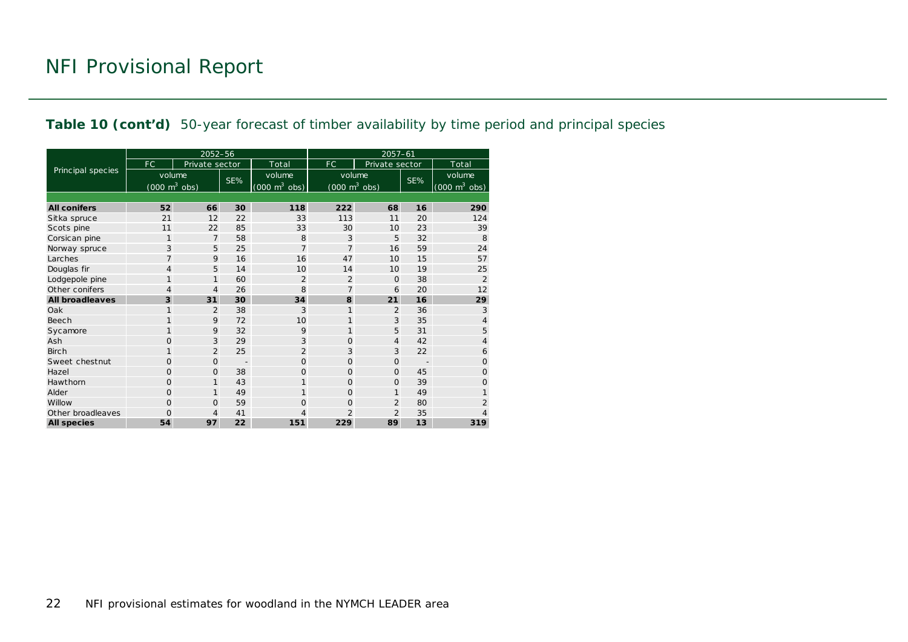**Table 10 (cont'd)** 50-year forecast of timber availability by time period and principal species

| Principal species | 2052–56 | | | | 2057–61 | | | |
|---|---|---|---|---|---|---|---|---|
| | FC | Private sector | | Total | FC | Private sector | | Total |
| | volume ($000\ m^3$ obs) | | SE% | volume ($000\ m^3$ obs) | volume ($000\ m^3$ obs) | | SE% | volume ($000\ m^3$ obs) |
| **All conifers** | **52** | **66** | **30** | **118** | **222** | **68** | **16** | **290** |
| Sitka spruce | 21 | 12 | 22 | 33 | 113 | 11 | 20 | 124 |
| Scots pine | 11 | 22 | 85 | 33 | 30 | 10 | 23 | 39 |
| Corsican pine | 1 | 7 | 58 | 8 | 3 | 5 | 32 | 8 |
| Norway spruce | 3 | 5 | 25 | 7 | 7 | 16 | 59 | 24 |
| Larches | 7 | 9 | 16 | 16 | 47 | 10 | 15 | 57 |
| Douglas fir | 4 | 5 | 14 | 10 | 14 | 10 | 19 | 25 |
| Lodgepole pine | 1 | 1 | 60 | 2 | 2 | 0 | 38 | 2 |
| Other conifers | 4 | 4 | 26 | 8 | 7 | 6 | 20 | 12 |
| **All broadleaves** | **3** | **31** | **30** | **34** | **8** | **21** | **16** | **29** |
| Oak | 1 | 2 | 38 | 3 | 1 | 2 | 36 | 3 |
| Beech | 1 | 9 | 72 | 10 | 1 | 3 | 35 | 4 |
| Sycamore | 1 | 9 | 32 | 9 | 1 | 5 | 31 | 5 |
| Ash | 0 | 3 | 29 | 3 | 0 | 4 | 42 | 4 |
| Birch | 1 | 2 | 25 | 2 | 3 | 3 | 22 | 6 |
| Sweet chestnut | 0 | 0 | - | 0 | 0 | 0 | - | 0 |
| Hazel | 0 | 0 | 38 | 0 | 0 | 0 | 45 | 0 |
| Hawthorn | 0 | 1 | 43 | 1 | 0 | 0 | 39 | 0 |
| Alder | 0 | 1 | 49 | 1 | 0 | 1 | 49 | 1 |
| Willow | 0 | 0 | 59 | 0 | 0 | 2 | 80 | 2 |
| Other broadleaves | 0 | 4 | 41 | 4 | 2 | 2 | 35 | 4 |
| **All species** | **54** | **97** | **22** | **151** | **229** | **89** | **13** | **319** |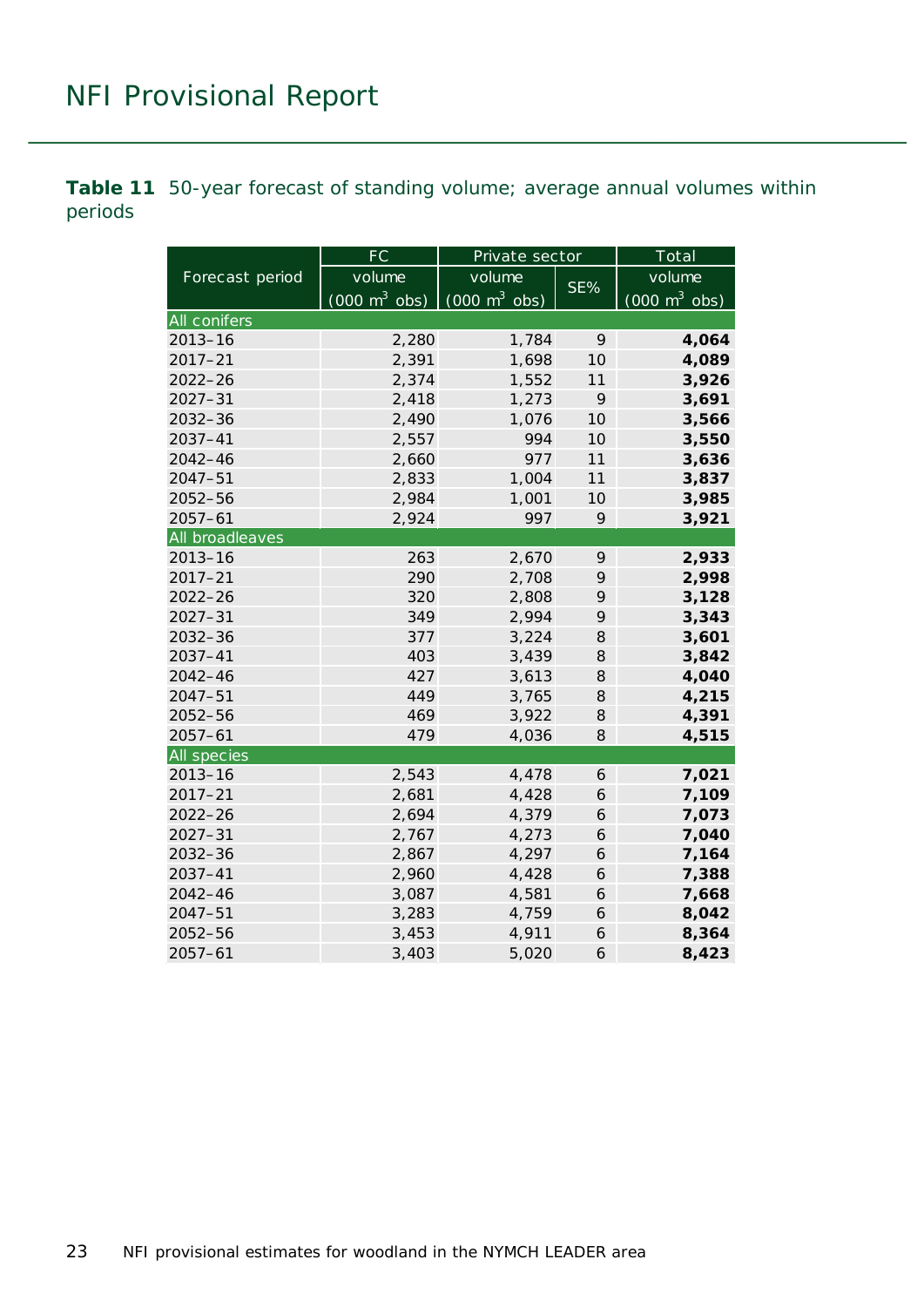**Table 11** 50-year forecast of standing volume; average annual volumes within periods

| Forecast period | FC | Private sector | | Total |
|---|---|---|---|---|
| | volume (000 m$^3$ obs) | volume (000 m$^3$ obs) | SE% | volume (000 m$^3$ obs) |
| All conifers | | | | |
| 2013–16 | 2,280 | 1,784 | 9 | **4,064** |
| 2017–21 | 2,391 | 1,698 | 10 | **4,089** |
| 2022–26 | 2,374 | 1,552 | 11 | **3,926** |
| 2027–31 | 2,418 | 1,273 | 9 | **3,691** |
| 2032–36 | 2,490 | 1,076 | 10 | **3,566** |
| 2037–41 | 2,557 | 994 | 10 | **3,550** |
| 2042–46 | 2,660 | 977 | 11 | **3,636** |
| 2047–51 | 2,833 | 1,004 | 11 | **3,837** |
| 2052–56 | 2,984 | 1,001 | 10 | **3,985** |
| 2057–61 | 2,924 | 997 | 9 | **3,921** |
| All broadleaves | | | | |
| 2013–16 | 263 | 2,670 | 9 | **2,933** |
| 2017–21 | 290 | 2,708 | 9 | **2,998** |
| 2022–26 | 320 | 2,808 | 9 | **3,128** |
| 2027–31 | 349 | 2,994 | 9 | **3,343** |
| 2032–36 | 377 | 3,224 | 8 | **3,601** |
| 2037–41 | 403 | 3,439 | 8 | **3,842** |
| 2042–46 | 427 | 3,613 | 8 | **4,040** |
| 2047–51 | 449 | 3,765 | 8 | **4,215** |
| 2052–56 | 469 | 3,922 | 8 | **4,391** |
| 2057–61 | 479 | 4,036 | 8 | **4,515** |
| All species | | | | |
| 2013–16 | 2,543 | 4,478 | 6 | **7,021** |
| 2017–21 | 2,681 | 4,428 | 6 | **7,109** |
| 2022–26 | 2,694 | 4,379 | 6 | **7,073** |
| 2027–31 | 2,767 | 4,273 | 6 | **7,040** |
| 2032–36 | 2,867 | 4,297 | 6 | **7,164** |
| 2037–41 | 2,960 | 4,428 | 6 | **7,388** |
| 2042–46 | 3,087 | 4,581 | 6 | **7,668** |
| 2047–51 | 3,283 | 4,759 | 6 | **8,042** |
| 2052–56 | 3,453 | 4,911 | 6 | **8,364** |
| 2057–61 | 3,403 | 5,020 | 6 | **8,423** |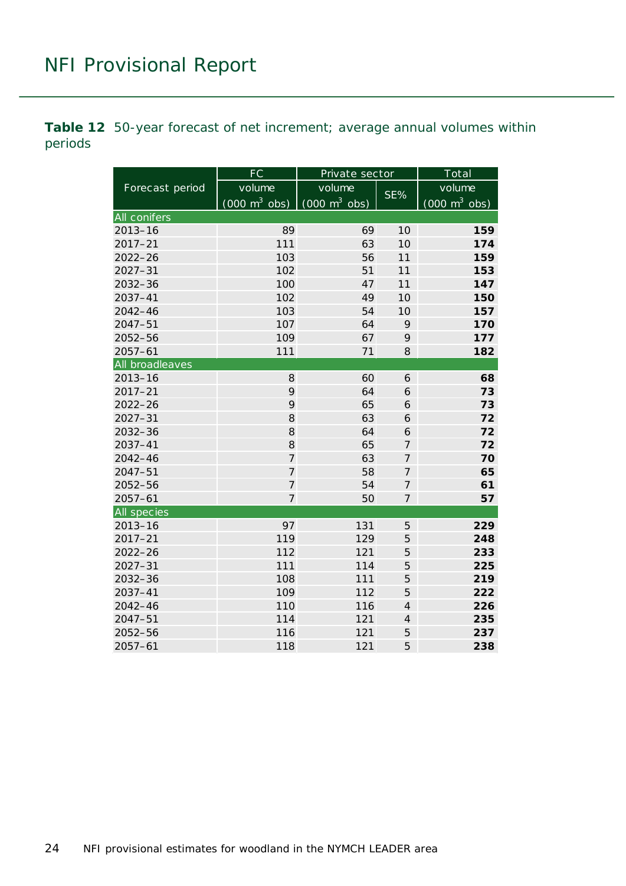**Table 12** 50-year forecast of net increment; average annual volumes within periods

| Forecast period | FC | Private sector | | Total |
|---|---|---|---|---|
| | volume ($000\ m^3$ obs) | volume ($000\ m^3$ obs) | SE% | volume ($000\ m^3$ obs) |
| **All conifers** | | | | |
| 2013–16 | 89 | 69 | 10 | **159** |
| 2017–21 | 111 | 63 | 10 | **174** |
| 2022–26 | 103 | 56 | 11 | **159** |
| 2027–31 | 102 | 51 | 11 | **153** |
| 2032–36 | 100 | 47 | 11 | **147** |
| 2037–41 | 102 | 49 | 10 | **150** |
| 2042–46 | 103 | 54 | 10 | **157** |
| 2047–51 | 107 | 64 | 9 | **170** |
| 2052–56 | 109 | 67 | 9 | **177** |
| 2057–61 | 111 | 71 | 8 | **182** |
| **All broadleaves** | | | | |
| 2013–16 | 8 | 60 | 6 | **68** |
| 2017–21 | 9 | 64 | 6 | **73** |
| 2022–26 | 9 | 65 | 6 | **73** |
| 2027–31 | 8 | 63 | 6 | **72** |
| 2032–36 | 8 | 64 | 6 | **72** |
| 2037–41 | 8 | 65 | 7 | **72** |
| 2042–46 | 7 | 63 | 7 | **70** |
| 2047–51 | 7 | 58 | 7 | **65** |
| 2052–56 | 7 | 54 | 7 | **61** |
| 2057–61 | 7 | 50 | 7 | **57** |
| **All species** | | | | |
| 2013–16 | 97 | 131 | 5 | **229** |
| 2017–21 | 119 | 129 | 5 | **248** |
| 2022–26 | 112 | 121 | 5 | **233** |
| 2027–31 | 111 | 114 | 5 | **225** |
| 2032–36 | 108 | 111 | 5 | **219** |
| 2037–41 | 109 | 112 | 5 | **222** |
| 2042–46 | 110 | 116 | 4 | **226** |
| 2047–51 | 114 | 121 | 4 | **235** |
| 2052–56 | 116 | 121 | 5 | **237** |
| 2057–61 | 118 | 121 | 5 | **238** |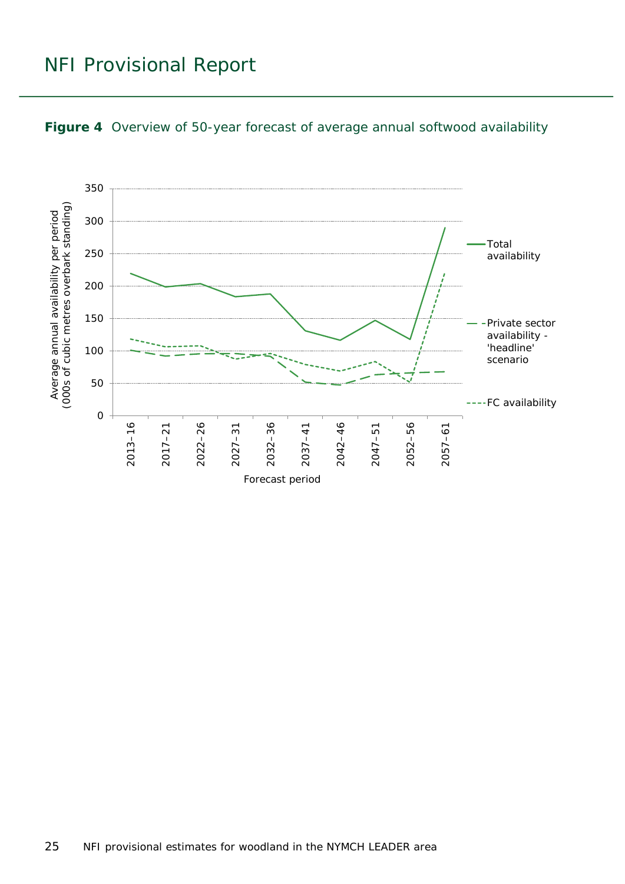**Figure 4** Overview of 50-year forecast of average annual softwood availability

Average annual availability per period (000s of cubic metres overbark standing)

Forecast period: 2013–16, 2017–21, 2022–26, 2027–31, 2032–36, 2037–41, 2042–46, 2047–51, 2052–56, 2057–61

Legend: Total availability; Private sector availability - 'headline' scenario; FC availability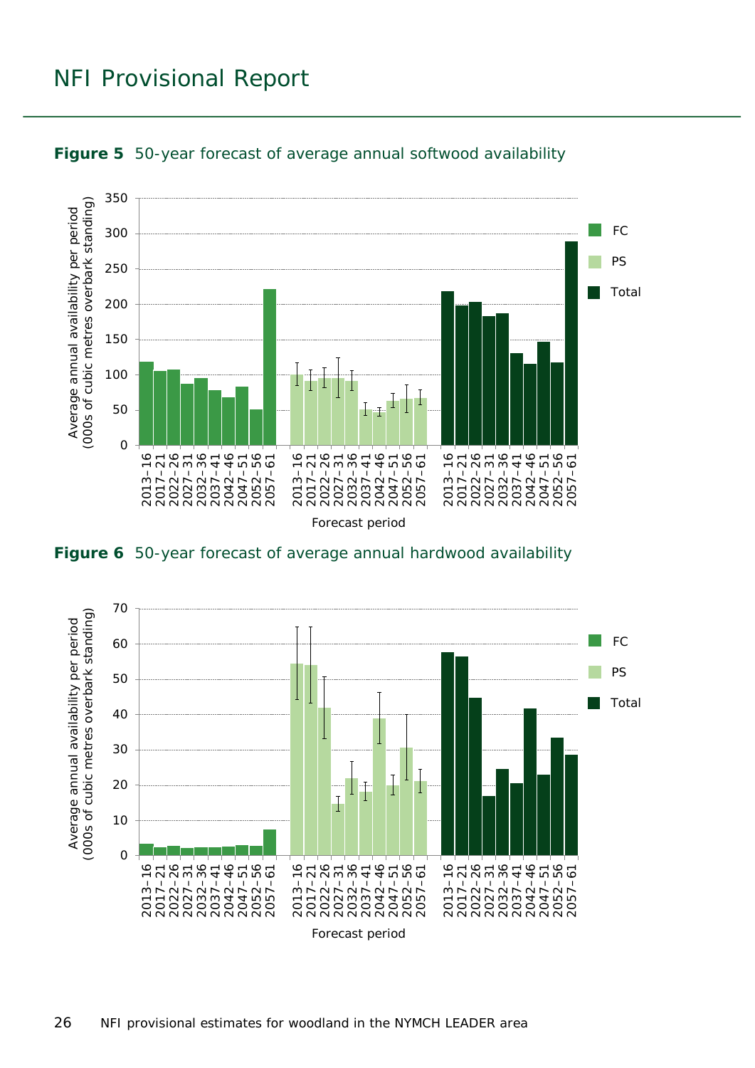**Figure 5** 50-year forecast of average annual softwood availability

**Figure 6** 50-year forecast of average annual hardwood availability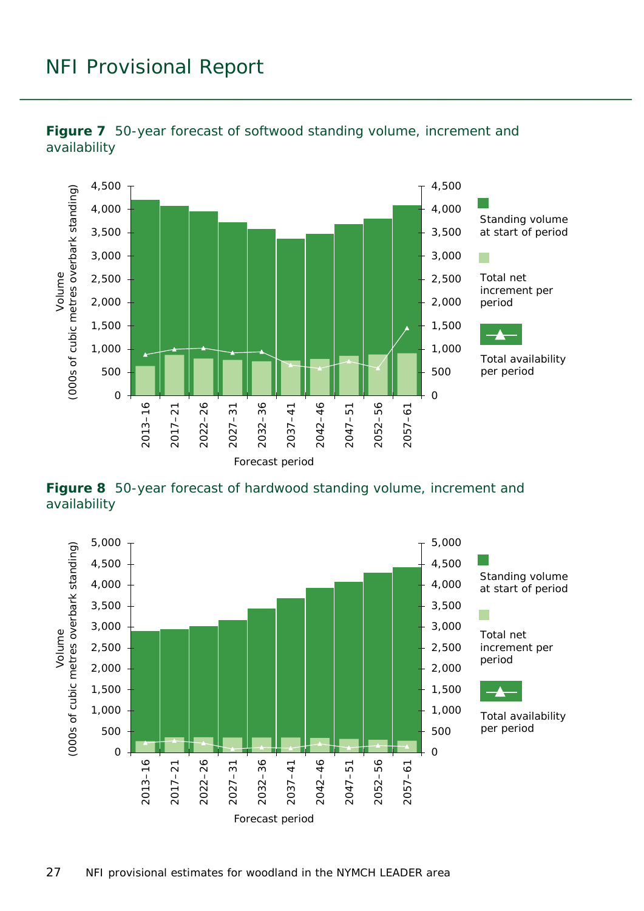**Figure 7** 50-year forecast of softwood standing volume, increment and availability

**Figure 8** 50-year forecast of hardwood standing volume, increment and availability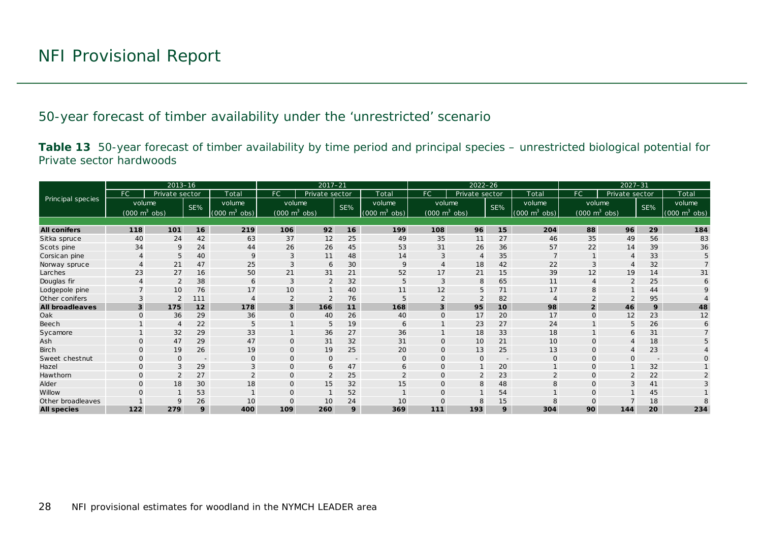## 50-year forecast of timber availability under the 'unrestricted' scenario

**Table 13** 50-year forecast of timber availability by time period and principal species – unrestricted biological potential for Private sector hardwoods

| Principal species | 2013–16 | | | | 2017–21 | | | | 2022–26 | | | | 2027–31 | | | |
|---|---|---|---|---|---|---|---|---|---|---|---|---|---|---|---|---|
| | FC | Private sector | | Total | FC | Private sector | | Total | FC | Private sector | | Total | FC | Private sector | | Total |
| | volume (000 m$^3$ obs) | | SE% | volume (000 m$^3$ obs) | volume (000 m$^3$ obs) | | SE% | volume (000 m$^3$ obs) | volume (000 m$^3$ obs) | | SE% | volume (000 m$^3$ obs) | volume (000 m$^3$ obs) | | SE% | volume (000 m$^3$ obs) |
| **All conifers** | **118** | **101** | **16** | **219** | **106** | **92** | **16** | **199** | **108** | **96** | **15** | **204** | **88** | **96** | **29** | **184** |
| Sitka spruce | 40 | 24 | 42 | 63 | 37 | 12 | 25 | 49 | 35 | 11 | 27 | 46 | 35 | 49 | 56 | 83 |
| Scots pine | 34 | 9 | 24 | 44 | 26 | 26 | 45 | 53 | 31 | 26 | 36 | 57 | 22 | 14 | 39 | 36 |
| Corsican pine | 4 | 5 | 40 | 9 | 3 | 11 | 48 | 14 | 3 | 4 | 35 | 7 | 1 | 4 | 33 | 5 |
| Norway spruce | 4 | 21 | 47 | 25 | 3 | 6 | 30 | 9 | 4 | 18 | 42 | 22 | 3 | 4 | 32 | 7 |
| Larches | 23 | 27 | 16 | 50 | 21 | 31 | 21 | 52 | 17 | 21 | 15 | 39 | 12 | 19 | 14 | 31 |
| Douglas fir | 4 | 2 | 38 | 6 | 3 | 2 | 32 | 5 | 3 | 8 | 65 | 11 | 4 | 2 | 25 | 6 |
| Lodgepole pine | 7 | 10 | 76 | 17 | 10 | 1 | 40 | 11 | 12 | 5 | 71 | 17 | 8 | 1 | 44 | 9 |
| Other conifers | 3 | 2 | 111 | 4 | 2 | 2 | 76 | 5 | 2 | 2 | 82 | 4 | 2 | 2 | 95 | 4 |
| **All broadleaves** | **3** | **175** | **12** | **178** | **3** | **166** | **11** | **168** | **3** | **95** | **10** | **98** | **2** | **46** | **9** | **48** |
| Oak | 0 | 36 | 29 | 36 | 0 | 40 | 26 | 40 | 0 | 17 | 20 | 17 | 0 | 12 | 23 | 12 |
| Beech | 1 | 4 | 22 | 5 | 1 | 5 | 19 | 6 | 1 | 23 | 27 | 24 | 1 | 5 | 26 | 6 |
| Sycamore | 1 | 32 | 29 | 33 | 1 | 36 | 27 | 36 | 1 | 18 | 33 | 18 | 1 | 6 | 31 | 7 |
| Ash | 0 | 47 | 29 | 47 | 0 | 31 | 32 | 31 | 0 | 10 | 21 | 10 | 0 | 4 | 18 | 5 |
| Birch | 0 | 19 | 26 | 19 | 0 | 19 | 25 | 20 | 0 | 13 | 25 | 13 | 0 | 4 | 23 | 4 |
| Sweet chestnut | 0 | 0 | - | 0 | 0 | 0 | - | 0 | 0 | 0 | - | 0 | 0 | 0 | - | 0 |
| Hazel | 0 | 3 | 29 | 3 | 0 | 6 | 47 | 6 | 0 | 1 | 20 | 1 | 0 | 1 | 32 | 1 |
| Hawthorn | 0 | 2 | 27 | 2 | 0 | 2 | 25 | 2 | 0 | 2 | 23 | 2 | 0 | 2 | 22 | 2 |
| Alder | 0 | 18 | 30 | 18 | 0 | 15 | 32 | 15 | 0 | 8 | 48 | 8 | 0 | 3 | 41 | 3 |
| Willow | 0 | 1 | 53 | 1 | 0 | 1 | 52 | 1 | 0 | 1 | 54 | 1 | 0 | 1 | 45 | 1 |
| Other broadleaves | 1 | 9 | 26 | 10 | 0 | 10 | 24 | 10 | 0 | 8 | 15 | 8 | 0 | 7 | 18 | 8 |
| **All species** | **122** | **279** | **9** | **400** | **109** | **260** | **9** | **369** | **111** | **193** | **9** | **304** | **90** | **144** | **20** | **234** |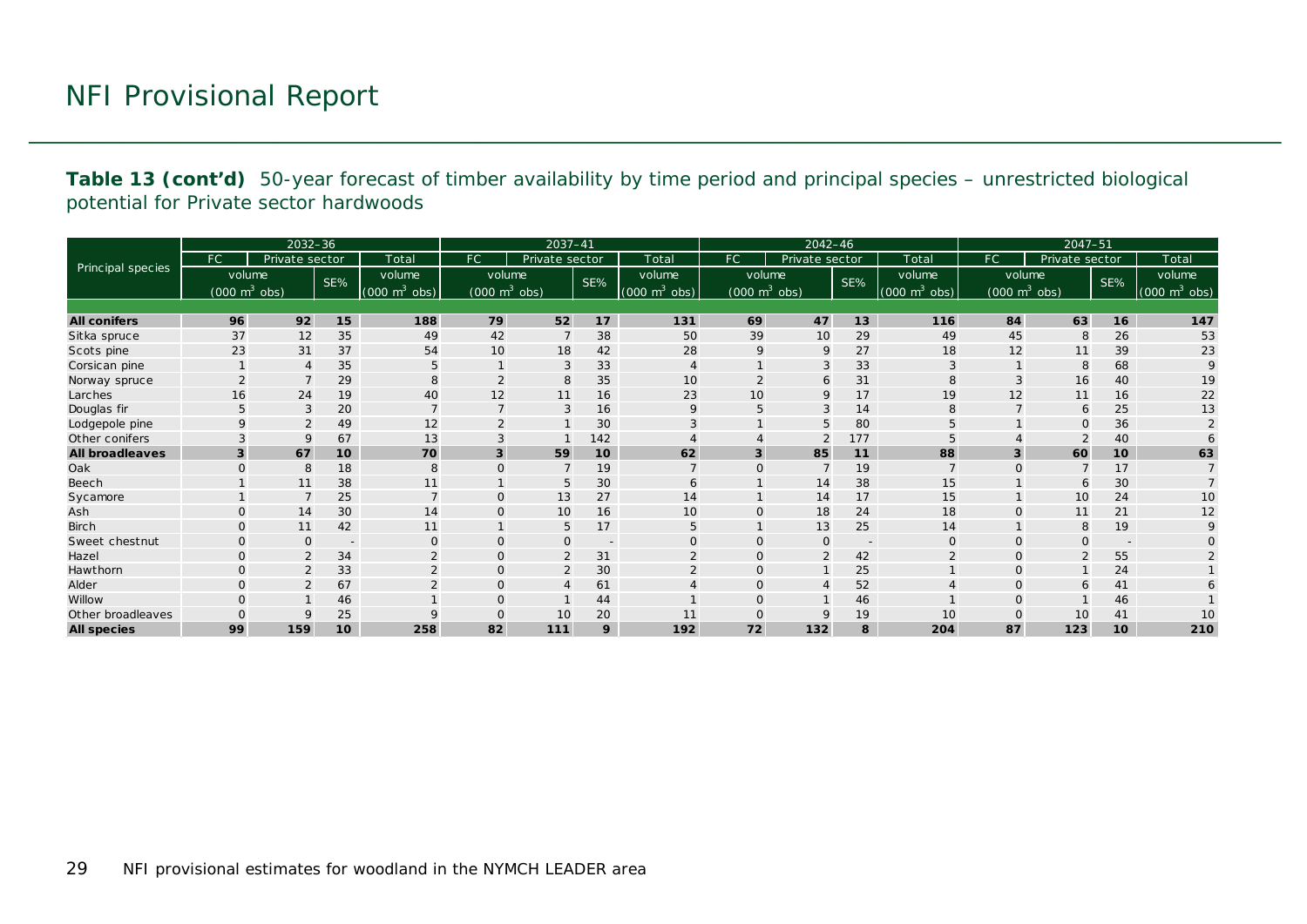# NFI Provisional Report

**Table 13 (cont'd)** 50-year forecast of timber availability by time period and principal species – unrestricted biological potential for Private sector hardwoods

| Principal species | 2032–36 | | | | 2037–41 | | | | 2042–46 | | | | 2047–51 | | | |
|---|---|---|---|---|---|---|---|---|---|---|---|---|---|---|---|---|
| | FC | Private sector | | Total | FC | Private sector | | Total | FC | Private sector | | Total | FC | Private sector | | Total |
| | volume (000 $m^3$ obs) | | SE% | volume (000 $m^3$ obs) | volume (000 $m^3$ obs) | | SE% | volume (000 $m^3$ obs) | volume (000 $m^3$ obs) | | SE% | volume (000 $m^3$ obs) | volume (000 $m^3$ obs) | | SE% | volume (000 $m^3$ obs) |
| **All conifers** | **96** | **92** | **15** | **188** | **79** | **52** | **17** | **131** | **69** | **47** | **13** | **116** | **84** | **63** | **16** | **147** |
| Sitka spruce | 37 | 12 | 35 | 49 | 42 | 7 | 38 | 50 | 39 | 10 | 29 | 49 | 45 | 8 | 26 | 53 |
| Scots pine | 23 | 31 | 37 | 54 | 10 | 18 | 42 | 28 | 9 | 9 | 27 | 18 | 12 | 11 | 39 | 23 |
| Corsican pine | 1 | 4 | 35 | 5 | 1 | 3 | 33 | 4 | 1 | 3 | 33 | 3 | 1 | 8 | 68 | 9 |
| Norway spruce | 2 | 7 | 29 | 8 | 2 | 8 | 35 | 10 | 2 | 6 | 31 | 8 | 3 | 16 | 40 | 19 |
| Larches | 16 | 24 | 19 | 40 | 12 | 11 | 16 | 23 | 10 | 9 | 17 | 19 | 12 | 11 | 16 | 22 |
| Douglas fir | 5 | 3 | 20 | 7 | 7 | 3 | 16 | 9 | 5 | 3 | 14 | 8 | 7 | 6 | 25 | 13 |
| Lodgepole pine | 9 | 2 | 49 | 12 | 2 | 1 | 30 | 3 | 1 | 5 | 80 | 5 | 1 | 0 | 36 | 2 |
| Other conifers | 3 | 9 | 67 | 13 | 3 | 1 | 142 | 4 | 4 | 2 | 177 | 5 | 4 | 2 | 40 | 6 |
| **All broadleaves** | **3** | **67** | **10** | **70** | **3** | **59** | **10** | **62** | **3** | **85** | **11** | **88** | **3** | **60** | **10** | **63** |
| Oak | 0 | 8 | 18 | 8 | 0 | 7 | 19 | 7 | 0 | 7 | 19 | 7 | 0 | 7 | 17 | 7 |
| Beech | 1 | 11 | 38 | 11 | 1 | 5 | 30 | 6 | 1 | 14 | 38 | 15 | 1 | 6 | 30 | 7 |
| Sycamore | 1 | 7 | 25 | 7 | 0 | 13 | 27 | 14 | 1 | 14 | 17 | 15 | 1 | 10 | 24 | 10 |
| Ash | 0 | 14 | 30 | 14 | 0 | 10 | 16 | 10 | 0 | 18 | 24 | 18 | 0 | 11 | 21 | 12 |
| Birch | 0 | 11 | 42 | 11 | 1 | 5 | 17 | 5 | 1 | 13 | 25 | 14 | 1 | 8 | 19 | 9 |
| Sweet chestnut | 0 | 0 | - | 0 | 0 | 0 | - | 0 | 0 | 0 | - | 0 | 0 | 0 | - | 0 |
| Hazel | 0 | 2 | 34 | 2 | 0 | 2 | 31 | 2 | 0 | 2 | 42 | 2 | 0 | 2 | 55 | 2 |
| Hawthorn | 0 | 2 | 33 | 2 | 0 | 2 | 30 | 2 | 0 | 1 | 25 | 1 | 0 | 1 | 24 | 1 |
| Alder | 0 | 2 | 67 | 2 | 0 | 4 | 61 | 4 | 0 | 4 | 52 | 4 | 0 | 6 | 41 | 6 |
| Willow | 0 | 1 | 46 | 1 | 0 | 1 | 44 | 1 | 0 | 1 | 46 | 1 | 0 | 1 | 46 | 1 |
| Other broadleaves | 0 | 9 | 25 | 9 | 0 | 10 | 20 | 11 | 0 | 9 | 19 | 10 | 0 | 10 | 41 | 10 |
| **All species** | **99** | **159** | **10** | **258** | **82** | **111** | **9** | **192** | **72** | **132** | **8** | **204** | **87** | **123** | **10** | **210** |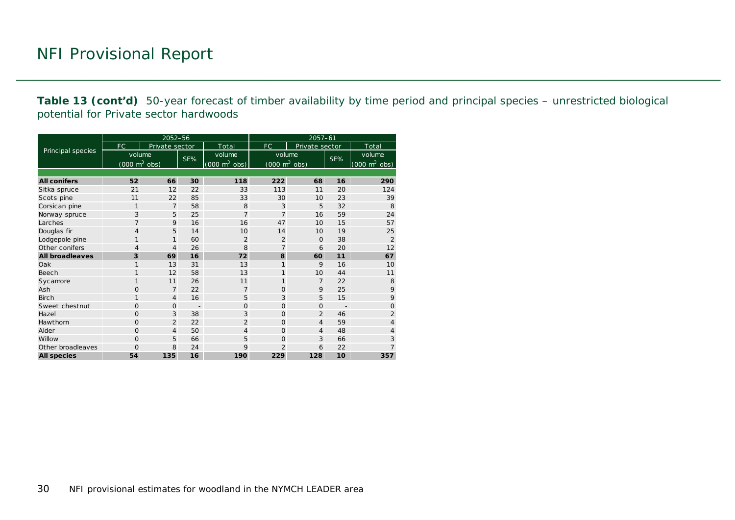**Table 13 (cont'd)** 50-year forecast of timber availability by time period and principal species – unrestricted biological potential for Private sector hardwoods

| Principal species | 2052–56 | | | | 2057–61 | | | |
|---|---|---|---|---|---|---|---|---|
| | FC | Private sector | | Total | FC | Private sector | | Total |
| | volume (000 m$^3$ obs) | | SE% | volume (000 m$^3$ obs) | volume (000 m$^3$ obs) | | SE% | volume (000 m$^3$ obs) |
| **All conifers** | **52** | **66** | **30** | **118** | **222** | **68** | **16** | **290** |
| Sitka spruce | 21 | 12 | 22 | 33 | 113 | 11 | 20 | 124 |
| Scots pine | 11 | 22 | 85 | 33 | 30 | 10 | 23 | 39 |
| Corsican pine | 1 | 7 | 58 | 8 | 3 | 5 | 32 | 8 |
| Norway spruce | 3 | 5 | 25 | 7 | 7 | 16 | 59 | 24 |
| Larches | 7 | 9 | 16 | 16 | 47 | 10 | 15 | 57 |
| Douglas fir | 4 | 5 | 14 | 10 | 14 | 10 | 19 | 25 |
| Lodgepole pine | 1 | 1 | 60 | 2 | 2 | 0 | 38 | 2 |
| Other conifers | 4 | 4 | 26 | 8 | 7 | 6 | 20 | 12 |
| **All broadleaves** | **3** | **69** | **16** | **72** | **8** | **60** | **11** | **67** |
| Oak | 1 | 13 | 31 | 13 | 1 | 9 | 16 | 10 |
| Beech | 1 | 12 | 58 | 13 | 1 | 10 | 44 | 11 |
| Sycamore | 1 | 11 | 26 | 11 | 1 | 7 | 22 | 8 |
| Ash | 0 | 7 | 22 | 7 | 0 | 9 | 25 | 9 |
| Birch | 1 | 4 | 16 | 5 | 3 | 5 | 15 | 9 |
| Sweet chestnut | 0 | 0 | - | 0 | 0 | 0 | - | 0 |
| Hazel | 0 | 3 | 38 | 3 | 0 | 2 | 46 | 2 |
| Hawthorn | 0 | 2 | 22 | 2 | 0 | 4 | 59 | 4 |
| Alder | 0 | 4 | 50 | 4 | 0 | 4 | 48 | 4 |
| Willow | 0 | 5 | 66 | 5 | 0 | 3 | 66 | 3 |
| Other broadleaves | 0 | 8 | 24 | 9 | 2 | 6 | 22 | 7 |
| **All species** | **54** | **135** | **16** | **190** | **229** | **128** | **10** | **357** |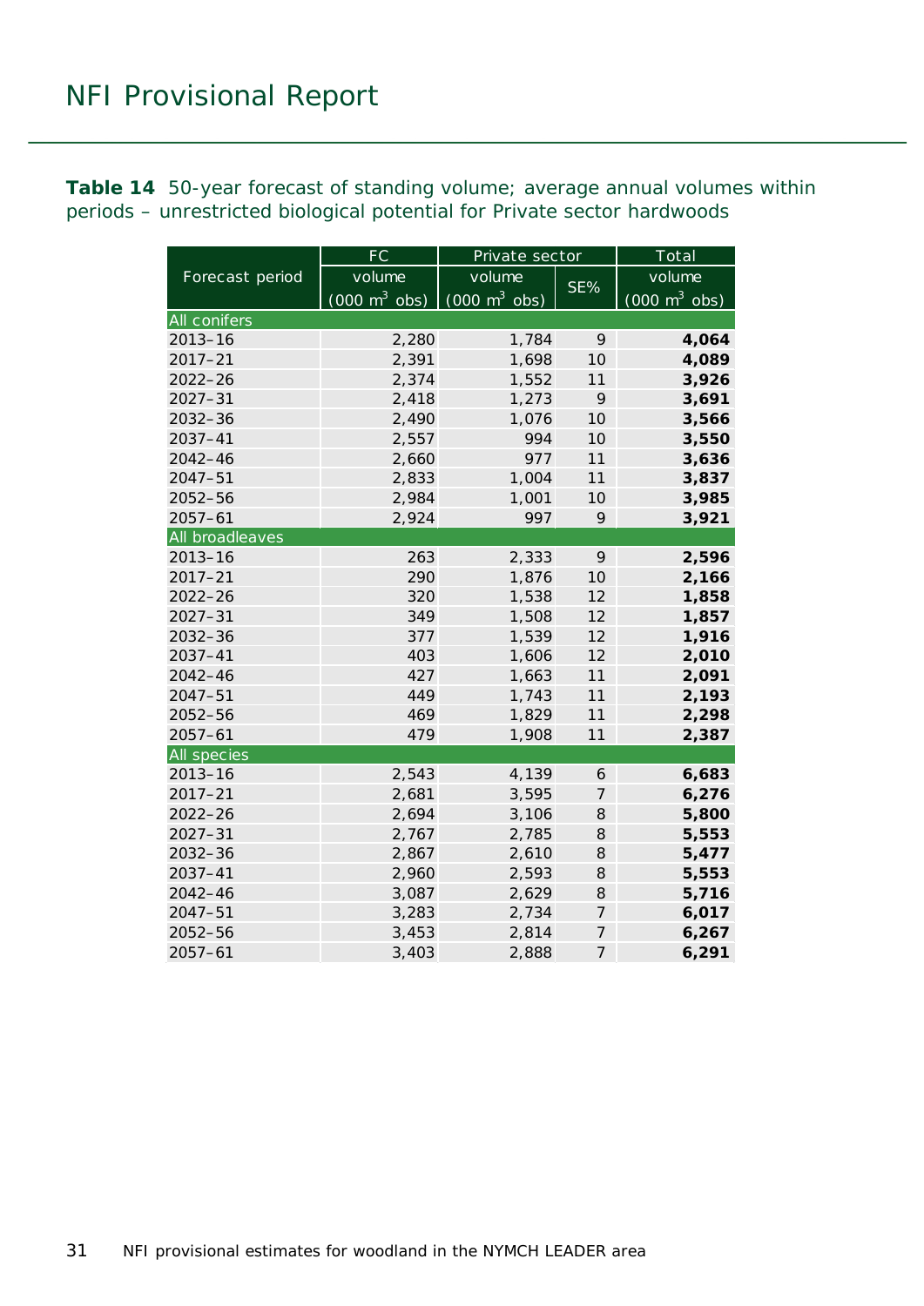**Table 14** 50-year forecast of standing volume; average annual volumes within periods – unrestricted biological potential for Private sector hardwoods

| Forecast period | FC | Private sector | | Total |
|---|---|---|---|---|
| | volume (000 $m^3$ obs) | volume (000 $m^3$ obs) | SE% | volume (000 $m^3$ obs) |
| All conifers | | | | |
| 2013–16 | 2,280 | 1,784 | 9 | **4,064** |
| 2017–21 | 2,391 | 1,698 | 10 | **4,089** |
| 2022–26 | 2,374 | 1,552 | 11 | **3,926** |
| 2027–31 | 2,418 | 1,273 | 9 | **3,691** |
| 2032–36 | 2,490 | 1,076 | 10 | **3,566** |
| 2037–41 | 2,557 | 994 | 10 | **3,550** |
| 2042–46 | 2,660 | 977 | 11 | **3,636** |
| 2047–51 | 2,833 | 1,004 | 11 | **3,837** |
| 2052–56 | 2,984 | 1,001 | 10 | **3,985** |
| 2057–61 | 2,924 | 997 | 9 | **3,921** |
| All broadleaves | | | | |
| 2013–16 | 263 | 2,333 | 9 | **2,596** |
| 2017–21 | 290 | 1,876 | 10 | **2,166** |
| 2022–26 | 320 | 1,538 | 12 | **1,858** |
| 2027–31 | 349 | 1,508 | 12 | **1,857** |
| 2032–36 | 377 | 1,539 | 12 | **1,916** |
| 2037–41 | 403 | 1,606 | 12 | **2,010** |
| 2042–46 | 427 | 1,663 | 11 | **2,091** |
| 2047–51 | 449 | 1,743 | 11 | **2,193** |
| 2052–56 | 469 | 1,829 | 11 | **2,298** |
| 2057–61 | 479 | 1,908 | 11 | **2,387** |
| All species | | | | |
| 2013–16 | 2,543 | 4,139 | 6 | **6,683** |
| 2017–21 | 2,681 | 3,595 | 7 | **6,276** |
| 2022–26 | 2,694 | 3,106 | 8 | **5,800** |
| 2027–31 | 2,767 | 2,785 | 8 | **5,553** |
| 2032–36 | 2,867 | 2,610 | 8 | **5,477** |
| 2037–41 | 2,960 | 2,593 | 8 | **5,553** |
| 2042–46 | 3,087 | 2,629 | 8 | **5,716** |
| 2047–51 | 3,283 | 2,734 | 7 | **6,017** |
| 2052–56 | 3,453 | 2,814 | 7 | **6,267** |
| 2057–61 | 3,403 | 2,888 | 7 | **6,291** |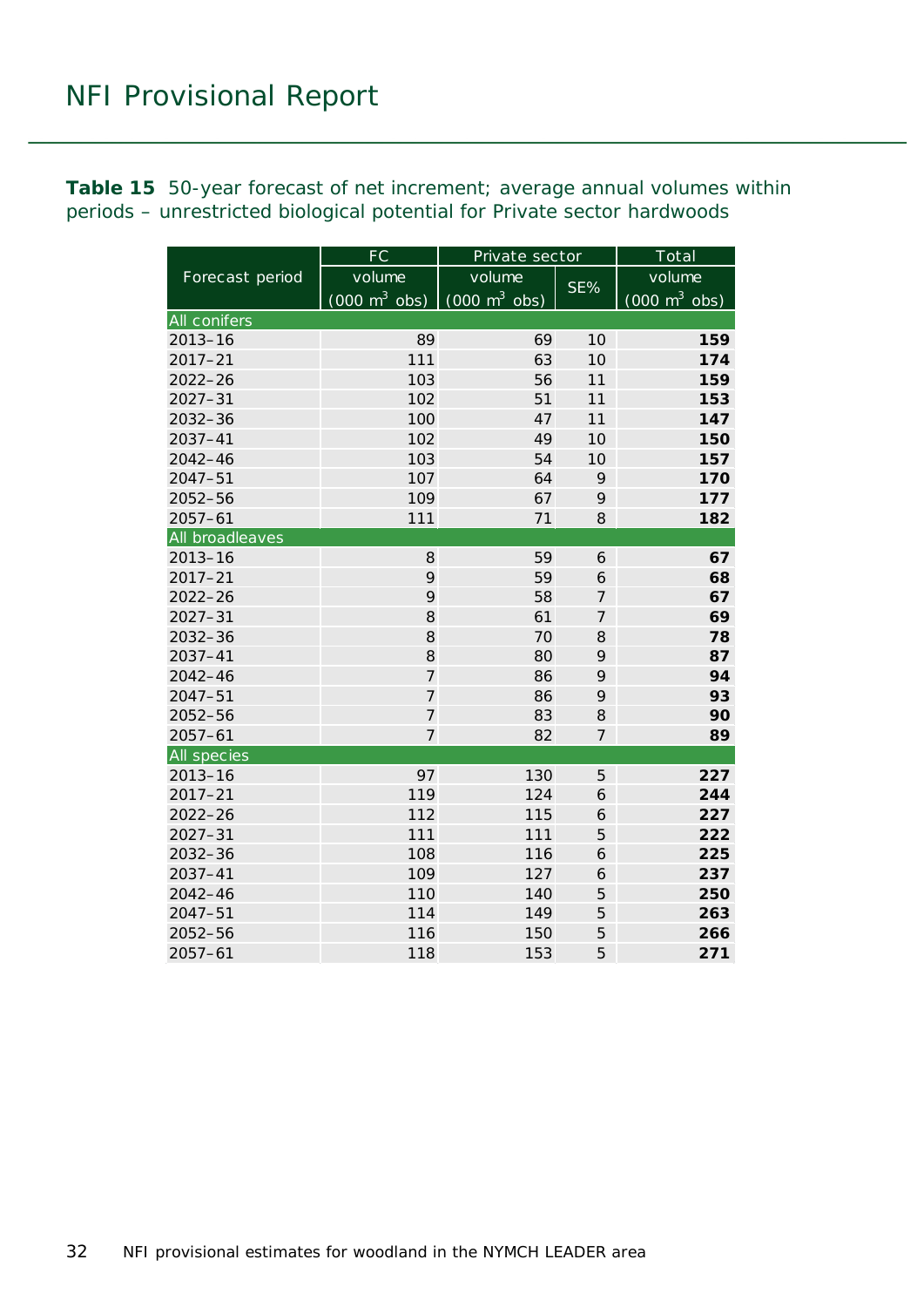**Table 15** 50-year forecast of net increment; average annual volumes within periods – unrestricted biological potential for Private sector hardwoods

| Forecast period | FC | Private sector | | Total |
|---|---|---|---|---|
| | volume (000 $m^3$ obs) | volume (000 $m^3$ obs) | SE% | volume (000 $m^3$ obs) |
| All conifers | | | | |
| 2013–16 | 89 | 69 | 10 | **159** |
| 2017–21 | 111 | 63 | 10 | **174** |
| 2022–26 | 103 | 56 | 11 | **159** |
| 2027–31 | 102 | 51 | 11 | **153** |
| 2032–36 | 100 | 47 | 11 | **147** |
| 2037–41 | 102 | 49 | 10 | **150** |
| 2042–46 | 103 | 54 | 10 | **157** |
| 2047–51 | 107 | 64 | 9 | **170** |
| 2052–56 | 109 | 67 | 9 | **177** |
| 2057–61 | 111 | 71 | 8 | **182** |
| All broadleaves | | | | |
| 2013–16 | 8 | 59 | 6 | **67** |
| 2017–21 | 9 | 59 | 6 | **68** |
| 2022–26 | 9 | 58 | 7 | **67** |
| 2027–31 | 8 | 61 | 7 | **69** |
| 2032–36 | 8 | 70 | 8 | **78** |
| 2037–41 | 8 | 80 | 9 | **87** |
| 2042–46 | 7 | 86 | 9 | **94** |
| 2047–51 | 7 | 86 | 9 | **93** |
| 2052–56 | 7 | 83 | 8 | **90** |
| 2057–61 | 7 | 82 | 7 | **89** |
| All species | | | | |
| 2013–16 | 97 | 130 | 5 | **227** |
| 2017–21 | 119 | 124 | 6 | **244** |
| 2022–26 | 112 | 115 | 6 | **227** |
| 2027–31 | 111 | 111 | 5 | **222** |
| 2032–36 | 108 | 116 | 6 | **225** |
| 2037–41 | 109 | 127 | 6 | **237** |
| 2042–46 | 110 | 140 | 5 | **250** |
| 2047–51 | 114 | 149 | 5 | **263** |
| 2052–56 | 116 | 150 | 5 | **266** |
| 2057–61 | 118 | 153 | 5 | **271** |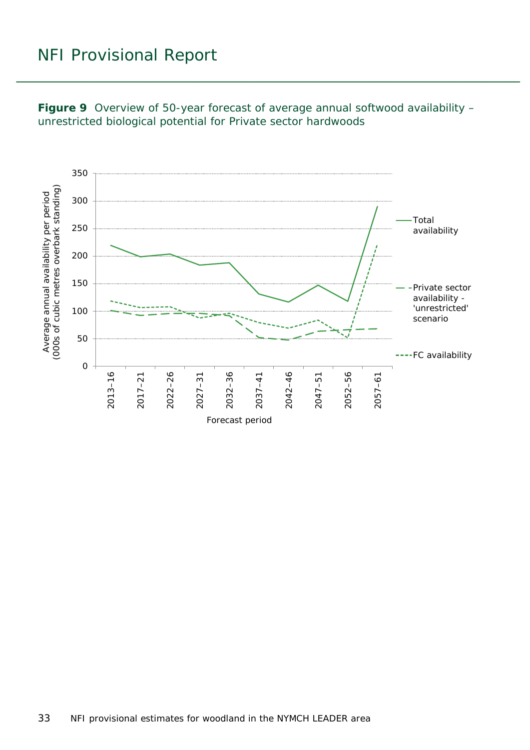**Figure 9** Overview of 50-year forecast of average annual softwood availability – unrestricted biological potential for Private sector hardwoods

Average annual availability per period (000s of cubic metres overbark standing)

350
300
250
200
150
100
50
0

2013–16
2017–21
2022–26
2027–31
2032–36
2037–41
2042–46
2047–51
2052–56
2057–61

Forecast period

Total availability

Private sector availability - 'unrestricted' scenario

FC availability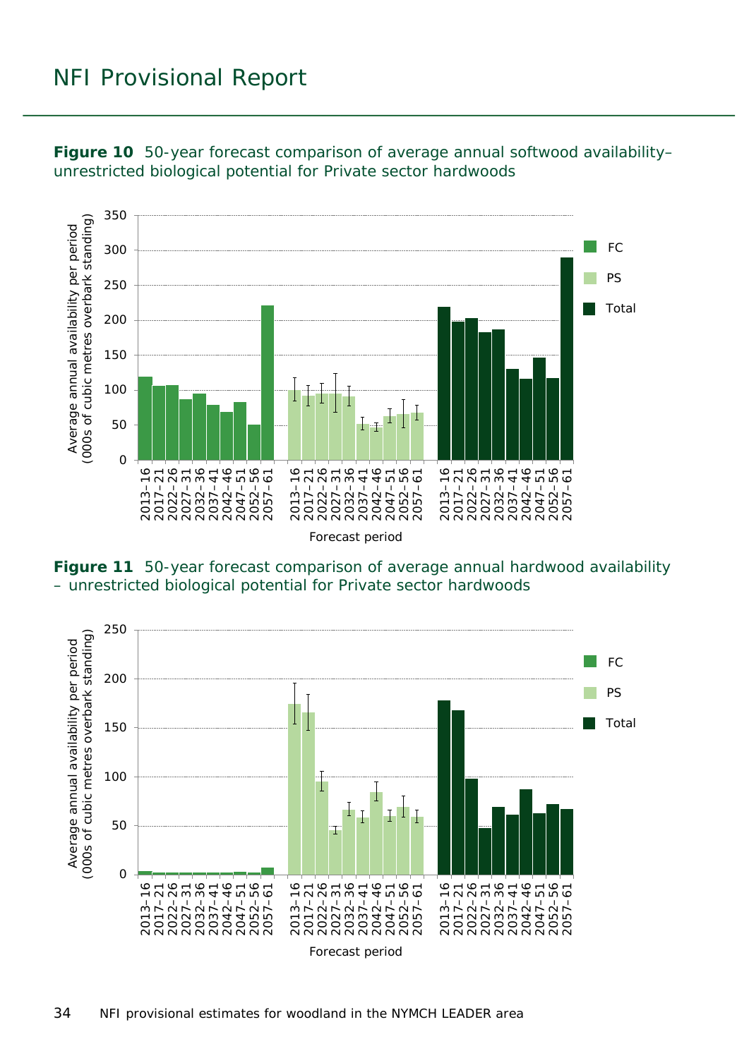**Figure 10** 50-year forecast comparison of average annual softwood availability– unrestricted biological potential for Private sector hardwoods

**Figure 11** 50-year forecast comparison of average annual hardwood availability – unrestricted biological potential for Private sector hardwoods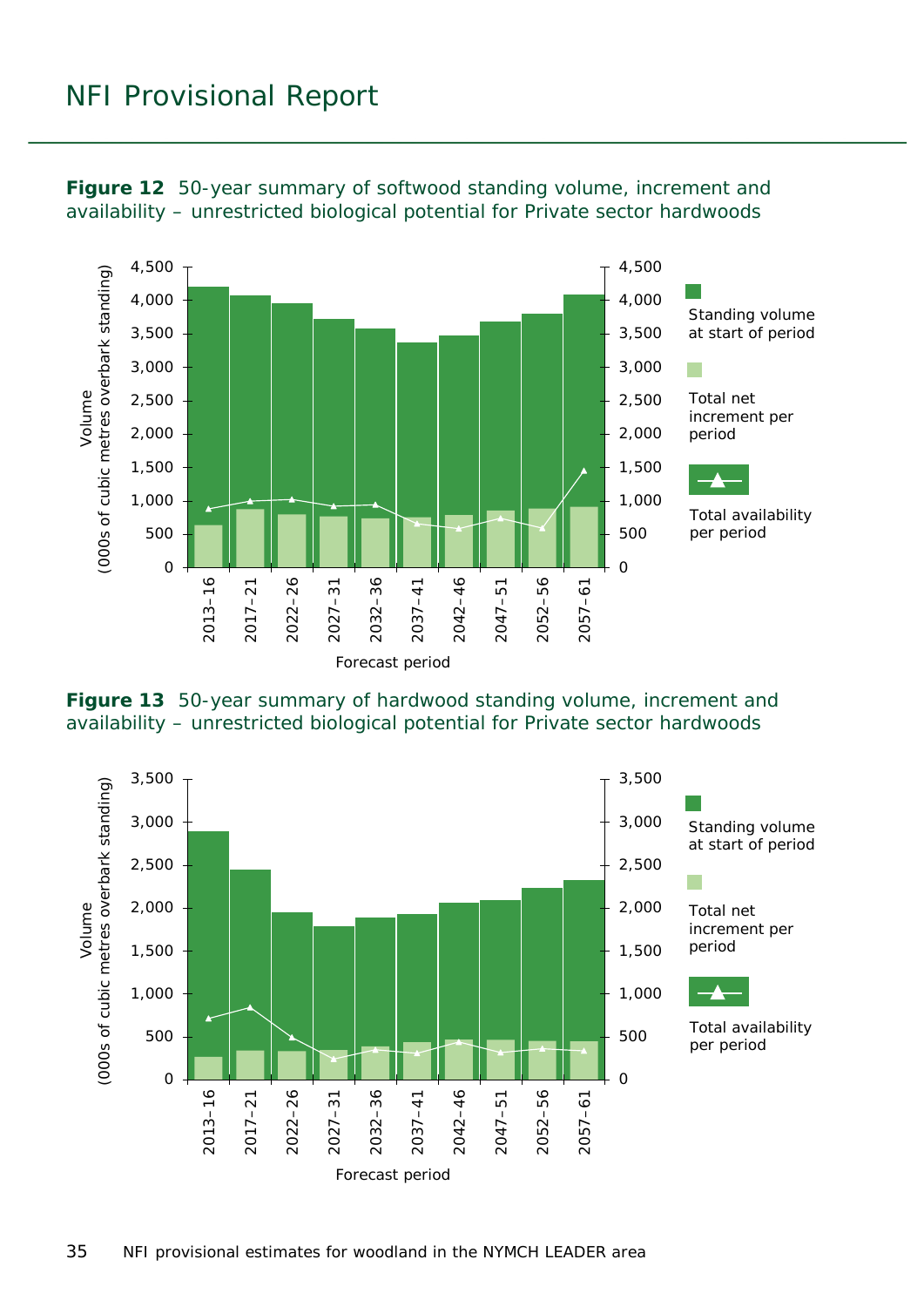**Figure 12** 50-year summary of softwood standing volume, increment and availability – unrestricted biological potential for Private sector hardwoods

**Figure 13** 50-year summary of hardwood standing volume, increment and availability – unrestricted biological potential for Private sector hardwoods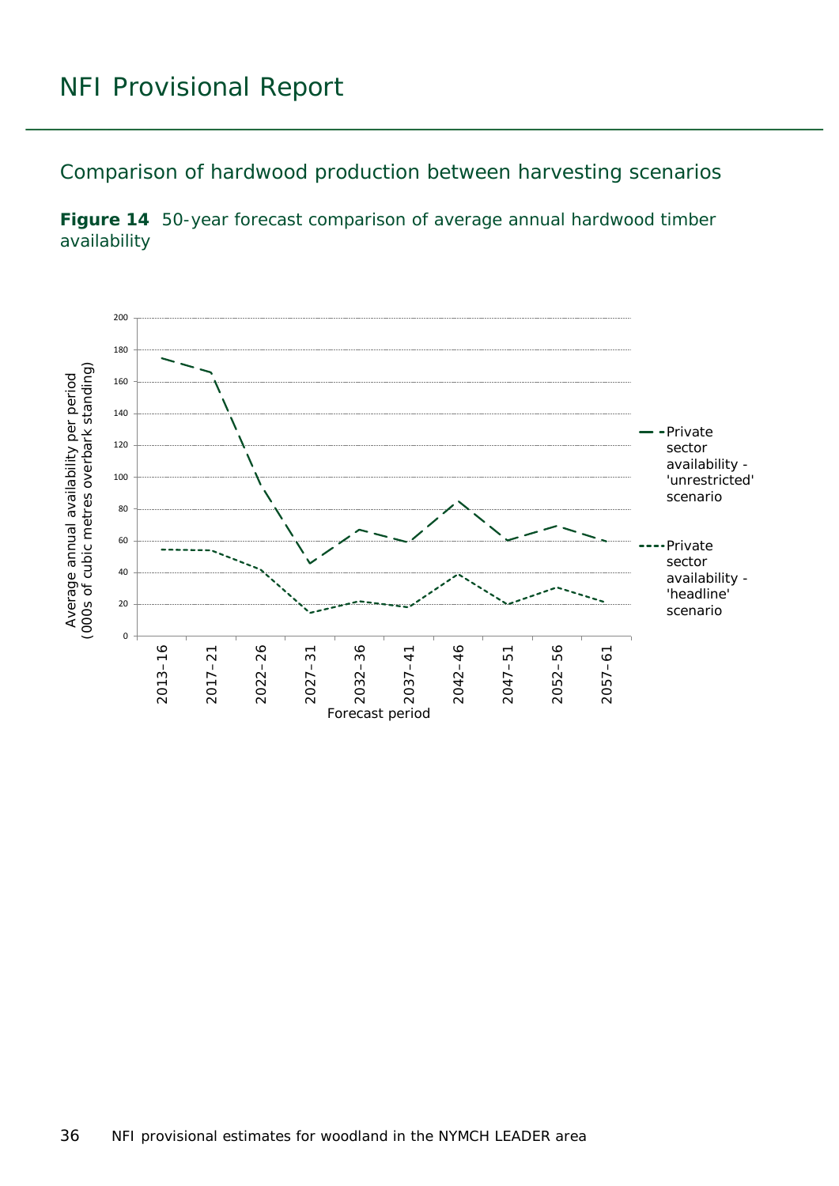## Comparison of hardwood production between harvesting scenarios

**Figure 14** 50-year forecast comparison of average annual hardwood timber availability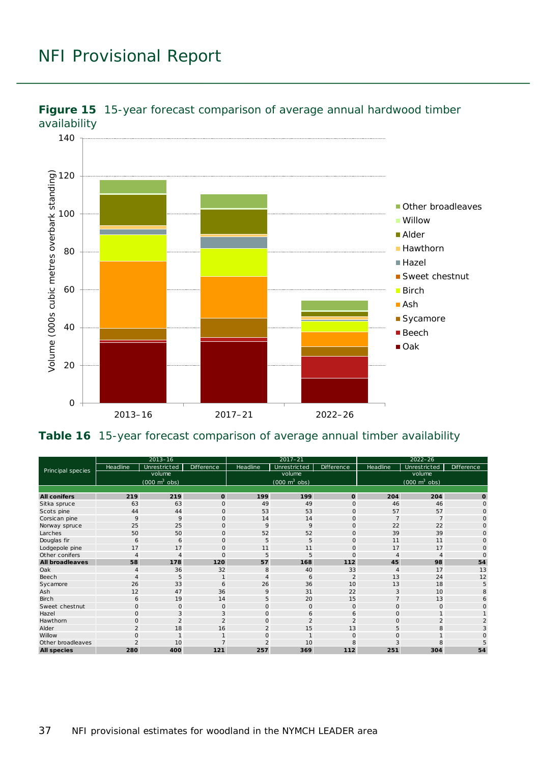**Figure 15** 15-year forecast comparison of average annual hardwood timber availability

**Table 16** 15-year forecast comparison of average annual timber availability

| Principal species | 2013–16 | | | 2017–21 | | | 2022–26 | | |
|---|---|---|---|---|---|---|---|---|---|
| | Headline | Unrestricted | Difference | Headline | Unrestricted | Difference | Headline | Unrestricted | Difference |
| | volume (000 $m^3$ obs) | | | volume (000 $m^3$ obs) | | | volume (000 $m^3$ obs) | | |
| **All conifers** | **219** | **219** | **0** | **199** | **199** | **0** | **204** | **204** | **0** |
| Sitka spruce | 63 | 63 | 0 | 49 | 49 | 0 | 46 | 46 | 0 |
| Scots pine | 44 | 44 | 0 | 53 | 53 | 0 | 57 | 57 | 0 |
| Corsican pine | 9 | 9 | 0 | 14 | 14 | 0 | 7 | 7 | 0 |
| Norway spruce | 25 | 25 | 0 | 9 | 9 | 0 | 22 | 22 | 0 |
| Larches | 50 | 50 | 0 | 52 | 52 | 0 | 39 | 39 | 0 |
| Douglas fir | 6 | 6 | 0 | 5 | 5 | 0 | 11 | 11 | 0 |
| Lodgepole pine | 17 | 17 | 0 | 11 | 11 | 0 | 17 | 17 | 0 |
| Other conifers | 4 | 4 | 0 | 5 | 5 | 0 | 4 | 4 | 0 |
| **All broadleaves** | **58** | **178** | **120** | **57** | **168** | **112** | **45** | **98** | **54** |
| Oak | 4 | 36 | 32 | 8 | 40 | 33 | 4 | 17 | 13 |
| Beech | 4 | 5 | 1 | 4 | 6 | 2 | 13 | 24 | 12 |
| Sycamore | 26 | 33 | 6 | 26 | 36 | 10 | 13 | 18 | 5 |
| Ash | 12 | 47 | 36 | 9 | 31 | 22 | 3 | 10 | 8 |
| Birch | 6 | 19 | 14 | 5 | 20 | 15 | 7 | 13 | 6 |
| Sweet chestnut | 0 | 0 | 0 | 0 | 0 | 0 | 0 | 0 | 0 |
| Hazel | 0 | 3 | 3 | 0 | 6 | 6 | 0 | 1 | 1 |
| Hawthorn | 0 | 2 | 2 | 0 | 2 | 2 | 0 | 2 | 2 |
| Alder | 2 | 18 | 16 | 2 | 15 | 13 | 5 | 8 | 3 |
| Willow | 0 | 1 | 1 | 0 | 1 | 0 | 0 | 1 | 0 |
| Other broadleaves | 2 | 10 | 7 | 2 | 10 | 8 | 3 | 8 | 5 |
| **All species** | **280** | **400** | **121** | **257** | **369** | **112** | **251** | **304** | **54** |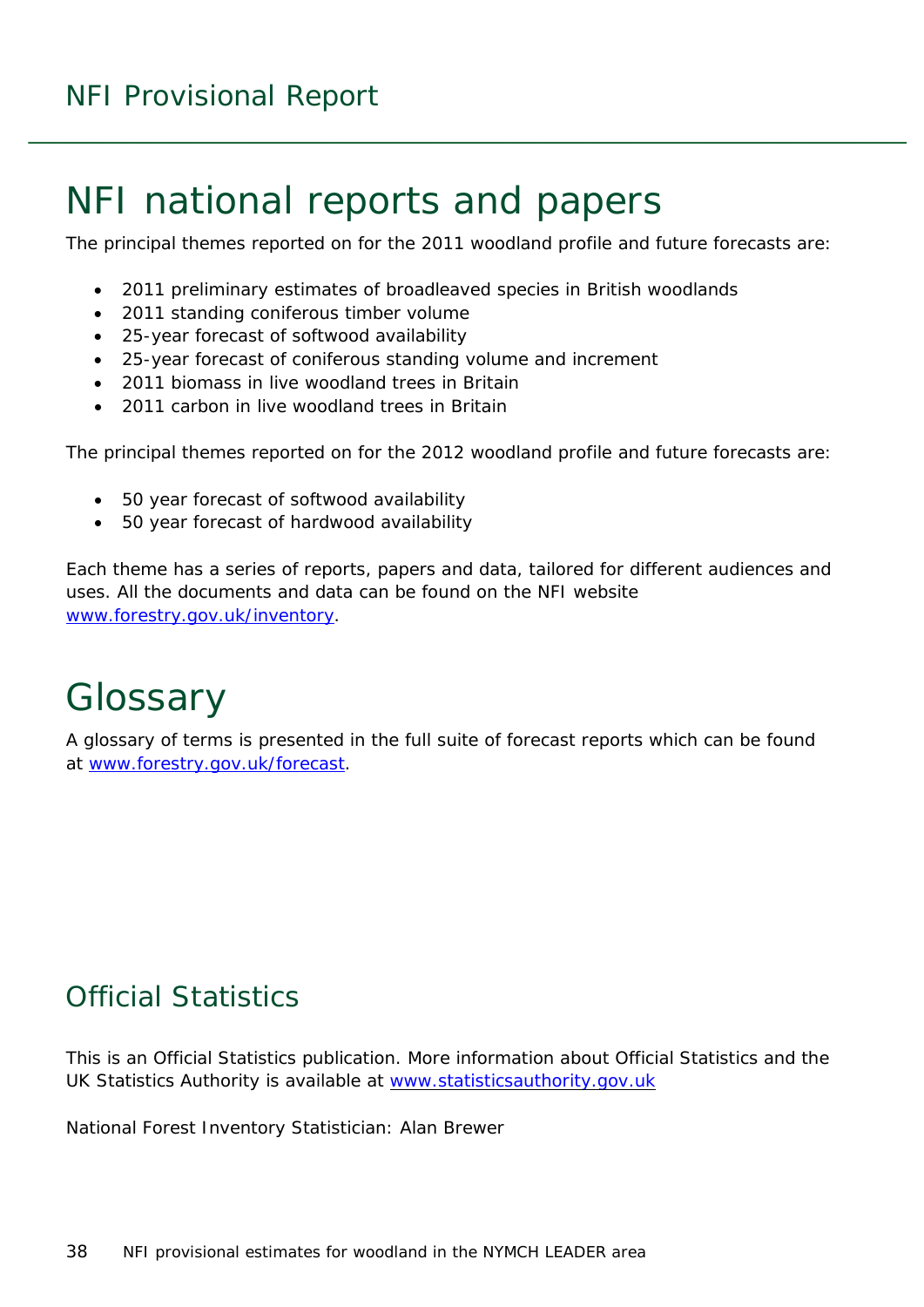# NFI national reports and papers

The principal themes reported on for the 2011 woodland profile and future forecasts are:

- 2011 preliminary estimates of broadleaved species in British woodlands
- 2011 standing coniferous timber volume
- 25-year forecast of softwood availability
- 25-year forecast of coniferous standing volume and increment
- 2011 biomass in live woodland trees in Britain
- 2011 carbon in live woodland trees in Britain

The principal themes reported on for the 2012 woodland profile and future forecasts are:

- 50 year forecast of softwood availability
- 50 year forecast of hardwood availability

Each theme has a series of reports, papers and data, tailored for different audiences and uses. All the documents and data can be found on the NFI website www.forestry.gov.uk/inventory.

# Glossary

A glossary of terms is presented in the full suite of forecast reports which can be found at www.forestry.gov.uk/forecast.

## Official Statistics

This is an Official Statistics publication. More information about Official Statistics and the UK Statistics Authority is available at www.statisticsauthority.gov.uk

National Forest Inventory Statistician: Alan Brewer